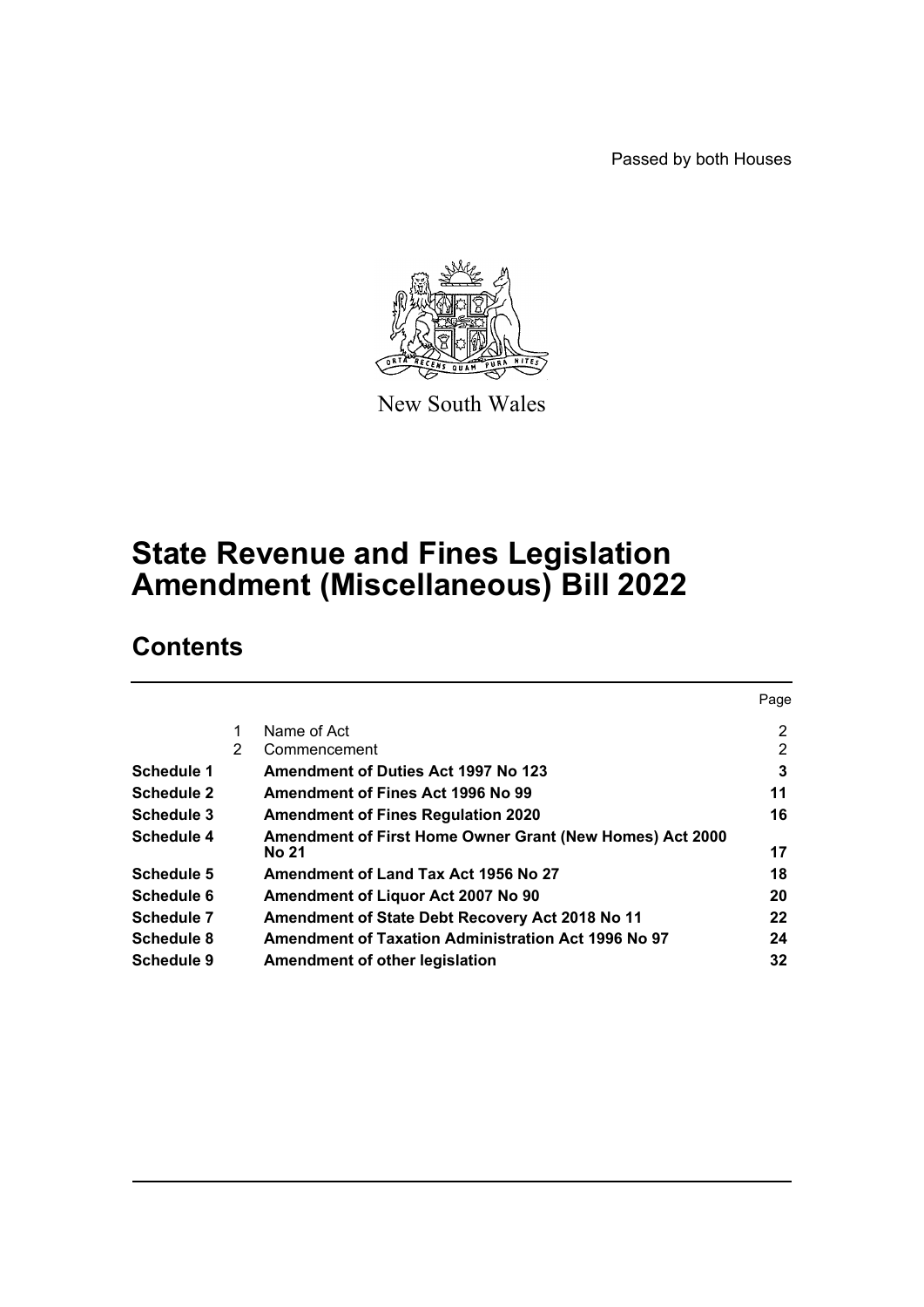Passed by both Houses

New South Wales

# State Revenue and Fines Legislation Amendment (Miscellaneous) Bill 2022

## Contents

| | | | Page |
|---|---|---|---|
| | 1 | Name of Act | 2 |
| | 2 | Commencement | 2 |
| **Schedule 1** | | **Amendment of Duties Act 1997 No 123** | **3** |
| **Schedule 2** | | **Amendment of Fines Act 1996 No 99** | **11** |
| **Schedule 3** | | **Amendment of Fines Regulation 2020** | **16** |
| **Schedule 4** | | **Amendment of First Home Owner Grant (New Homes) Act 2000 No 21** | **17** |
| **Schedule 5** | | **Amendment of Land Tax Act 1956 No 27** | **18** |
| **Schedule 6** | | **Amendment of Liquor Act 2007 No 90** | **20** |
| **Schedule 7** | | **Amendment of State Debt Recovery Act 2018 No 11** | **22** |
| **Schedule 8** | | **Amendment of Taxation Administration Act 1996 No 97** | **24** |
| **Schedule 9** | | **Amendment of other legislation** | **32** |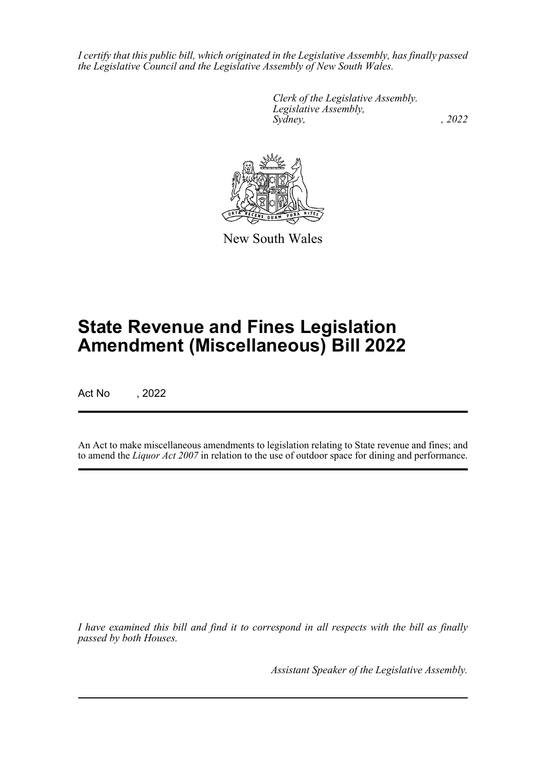*I certify that this public bill, which originated in the Legislative Assembly, has finally passed the Legislative Council and the Legislative Assembly of New South Wales.*

*Clerk of the Legislative Assembly.*
*Legislative Assembly,*
*Sydney, , 2022*

New South Wales

# State Revenue and Fines Legislation Amendment (Miscellaneous) Bill 2022

Act No , 2022

An Act to make miscellaneous amendments to legislation relating to State revenue and fines; and to amend the *Liquor Act 2007* in relation to the use of outdoor space for dining and performance.

*I have examined this bill and find it to correspond in all respects with the bill as finally passed by both Houses.*

*Assistant Speaker of the Legislative Assembly.*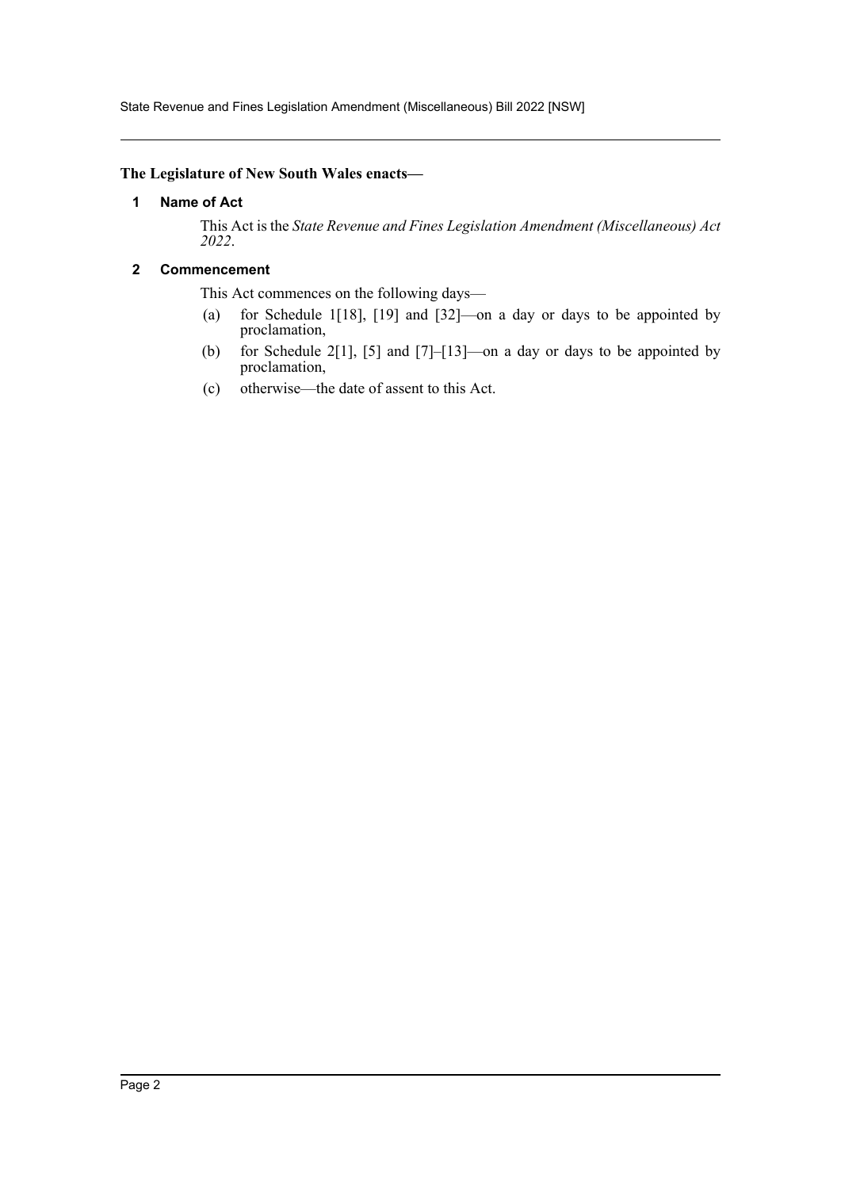**The Legislature of New South Wales enacts—**

## 1 Name of Act

This Act is the *State Revenue and Fines Legislation Amendment (Miscellaneous) Act 2022*.

## 2 Commencement

This Act commences on the following days—

(a) for Schedule 1[18], [19] and [32]—on a day or days to be appointed by proclamation,

(b) for Schedule 2[1], [5] and [7]–[13]—on a day or days to be appointed by proclamation,

(c) otherwise—the date of assent to this Act.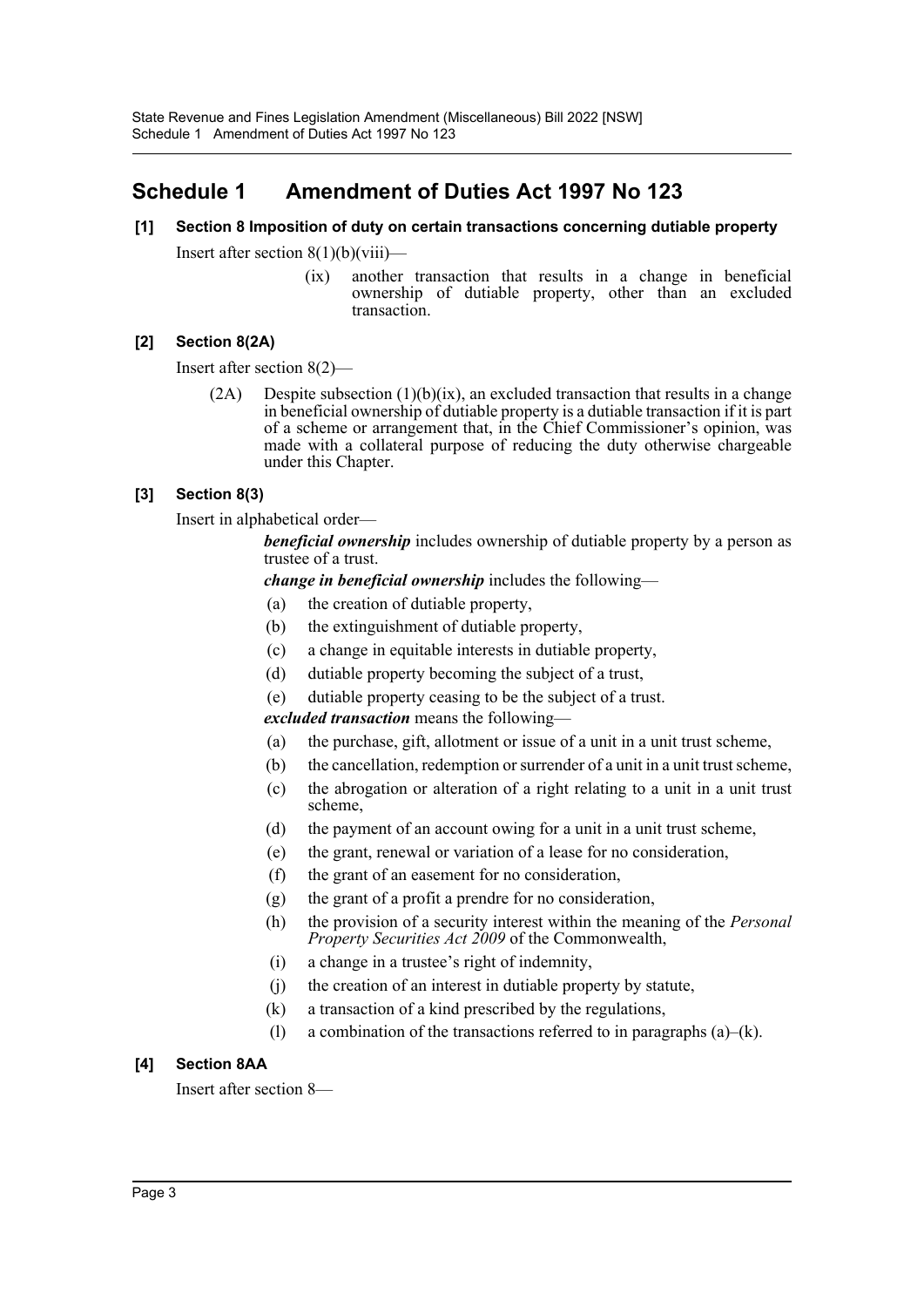# Schedule 1 Amendment of Duties Act 1997 No 123

**[1] Section 8 Imposition of duty on certain transactions concerning dutiable property**

Insert after section 8(1)(b)(viii)—

> (ix) another transaction that results in a change in beneficial ownership of dutiable property, other than an excluded transaction.

**[2] Section 8(2A)**

Insert after section 8(2)—

> (2A) Despite subsection (1)(b)(ix), an excluded transaction that results in a change in beneficial ownership of dutiable property is a dutiable transaction if it is part of a scheme or arrangement that, in the Chief Commissioner's opinion, was made with a collateral purpose of reducing the duty otherwise chargeable under this Chapter.

**[3] Section 8(3)**

Insert in alphabetical order—

> ***beneficial ownership*** includes ownership of dutiable property by a person as trustee of a trust.
>
> ***change in beneficial ownership*** includes the following—
>
> (a) the creation of dutiable property,
>
> (b) the extinguishment of dutiable property,
>
> (c) a change in equitable interests in dutiable property,
>
> (d) dutiable property becoming the subject of a trust,
>
> (e) dutiable property ceasing to be the subject of a trust.
>
> ***excluded transaction*** means the following—
>
> (a) the purchase, gift, allotment or issue of a unit in a unit trust scheme,
>
> (b) the cancellation, redemption or surrender of a unit in a unit trust scheme,
>
> (c) the abrogation or alteration of a right relating to a unit in a unit trust scheme,
>
> (d) the payment of an account owing for a unit in a unit trust scheme,
>
> (e) the grant, renewal or variation of a lease for no consideration,
>
> (f) the grant of an easement for no consideration,
>
> (g) the grant of a profit a prendre for no consideration,
>
> (h) the provision of a security interest within the meaning of the *Personal Property Securities Act 2009* of the Commonwealth,
>
> (i) a change in a trustee's right of indemnity,
>
> (j) the creation of an interest in dutiable property by statute,
>
> (k) a transaction of a kind prescribed by the regulations,
>
> (l) a combination of the transactions referred to in paragraphs (a)–(k).

**[4] Section 8AA**

Insert after section 8—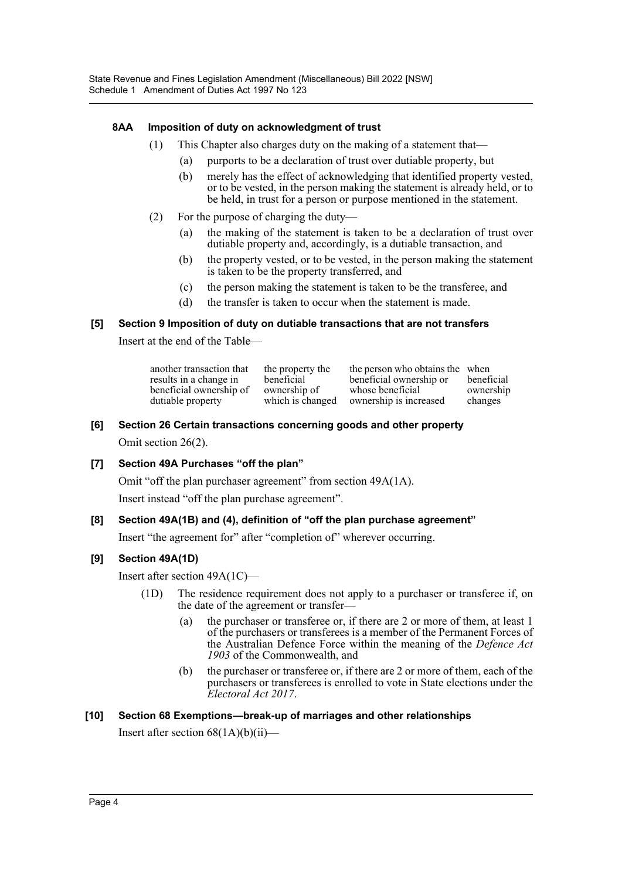#### 8AA Imposition of duty on acknowledgment of trust

(1) This Chapter also charges duty on the making of a statement that—

(a) purports to be a declaration of trust over dutiable property, but

(b) merely has the effect of acknowledging that identified property vested, or to be vested, in the person making the statement is already held, or to be held, in trust for a person or purpose mentioned in the statement.

(2) For the purpose of charging the duty—

(a) the making of the statement is taken to be a declaration of trust over dutiable property and, accordingly, is a dutiable transaction, and

(b) the property vested, or to be vested, in the person making the statement is taken to be the property transferred, and

(c) the person making the statement is taken to be the transferee, and

(d) the transfer is taken to occur when the statement is made.

#### [5] Section 9 Imposition of duty on dutiable transactions that are not transfers

Insert at the end of the Table—

| | | | |
|---|---|---|---|
| another transaction that results in a change in beneficial ownership of dutiable property | the property the beneficial ownership of which is changed | the person who obtains the beneficial ownership or whose beneficial ownership is increased | when beneficial ownership changes |

#### [6] Section 26 Certain transactions concerning goods and other property

Omit section 26(2).

#### [7] Section 49A Purchases "off the plan"

Omit "off the plan purchaser agreement" from section 49A(1A).

Insert instead "off the plan purchase agreement".

#### [8] Section 49A(1B) and (4), definition of "off the plan purchase agreement"

Insert "the agreement for" after "completion of" wherever occurring.

#### [9] Section 49A(1D)

Insert after section 49A(1C)—

(1D) The residence requirement does not apply to a purchaser or transferee if, on the date of the agreement or transfer—

(a) the purchaser or transferee or, if there are 2 or more of them, at least 1 of the purchasers or transferees is a member of the Permanent Forces of the Australian Defence Force within the meaning of the *Defence Act 1903* of the Commonwealth, and

(b) the purchaser or transferee or, if there are 2 or more of them, each of the purchasers or transferees is enrolled to vote in State elections under the *Electoral Act 2017*.

#### [10] Section 68 Exemptions—break-up of marriages and other relationships

Insert after section 68(1A)(b)(ii)—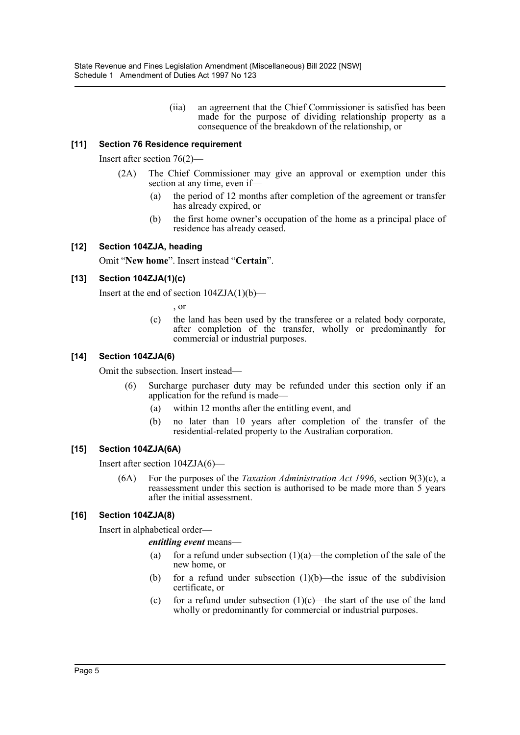(iia) an agreement that the Chief Commissioner is satisfied has been made for the purpose of dividing relationship property as a consequence of the breakdown of the relationship, or

### [11] Section 76 Residence requirement

Insert after section 76(2)—

(2A) The Chief Commissioner may give an approval or exemption under this section at any time, even if—

(a) the period of 12 months after completion of the agreement or transfer has already expired, or

(b) the first home owner's occupation of the home as a principal place of residence has already ceased.

### [12] Section 104ZJA, heading

Omit "**New home**". Insert instead "**Certain**".

### [13] Section 104ZJA(1)(c)

Insert at the end of section 104ZJA(1)(b)—

, or

(c) the land has been used by the transferee or a related body corporate, after completion of the transfer, wholly or predominantly for commercial or industrial purposes.

### [14] Section 104ZJA(6)

Omit the subsection. Insert instead—

(6) Surcharge purchaser duty may be refunded under this section only if an application for the refund is made—

(a) within 12 months after the entitling event, and

(b) no later than 10 years after completion of the transfer of the residential-related property to the Australian corporation.

### [15] Section 104ZJA(6A)

Insert after section 104ZJA(6)—

(6A) For the purposes of the *Taxation Administration Act 1996*, section 9(3)(c), a reassessment under this section is authorised to be made more than 5 years after the initial assessment.

### [16] Section 104ZJA(8)

Insert in alphabetical order—

***entitling event*** means—

(a) for a refund under subsection (1)(a)—the completion of the sale of the new home, or

(b) for a refund under subsection (1)(b)—the issue of the subdivision certificate, or

(c) for a refund under subsection (1)(c)—the start of the use of the land wholly or predominantly for commercial or industrial purposes.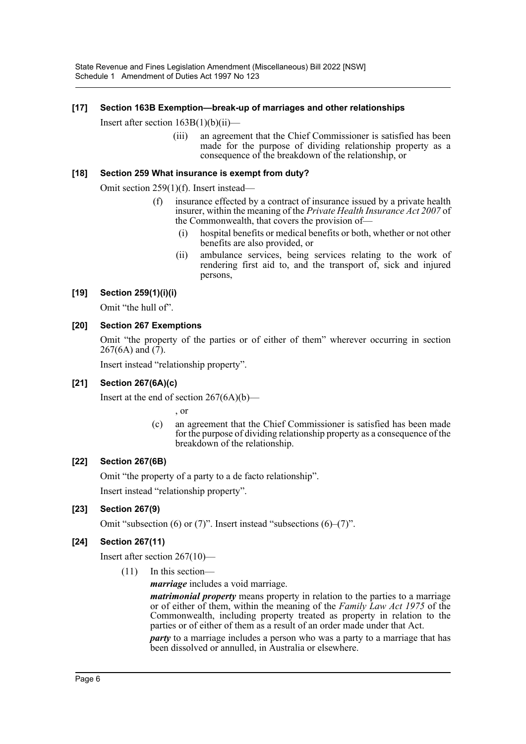### [17] Section 163B Exemption—break-up of marriages and other relationships

Insert after section 163B(1)(b)(ii)—

> (iii) an agreement that the Chief Commissioner is satisfied has been made for the purpose of dividing relationship property as a consequence of the breakdown of the relationship, or

### [18] Section 259 What insurance is exempt from duty?

Omit section 259(1)(f). Insert instead—

> (f) insurance effected by a contract of insurance issued by a private health insurer, within the meaning of the *Private Health Insurance Act 2007* of the Commonwealth, that covers the provision of—
>
> (i) hospital benefits or medical benefits or both, whether or not other benefits are also provided, or
>
> (ii) ambulance services, being services relating to the work of rendering first aid to, and the transport of, sick and injured persons,

### [19] Section 259(1)(i)(i)

Omit "the hull of".

### [20] Section 267 Exemptions

Omit "the property of the parties or of either of them" wherever occurring in section 267(6A) and (7).

Insert instead "relationship property".

### [21] Section 267(6A)(c)

Insert at the end of section 267(6A)(b)—

> , or
>
> (c) an agreement that the Chief Commissioner is satisfied has been made for the purpose of dividing relationship property as a consequence of the breakdown of the relationship.

### [22] Section 267(6B)

Omit "the property of a party to a de facto relationship".

Insert instead "relationship property".

### [23] Section 267(9)

Omit "subsection (6) or (7)". Insert instead "subsections (6)–(7)".

### [24] Section 267(11)

Insert after section 267(10)—

> (11) In this section—
>
> ***marriage*** includes a void marriage.
>
> ***matrimonial property*** means property in relation to the parties to a marriage or of either of them, within the meaning of the *Family Law Act 1975* of the Commonwealth, including property treated as property in relation to the parties or of either of them as a result of an order made under that Act.
>
> ***party*** to a marriage includes a person who was a party to a marriage that has been dissolved or annulled, in Australia or elsewhere.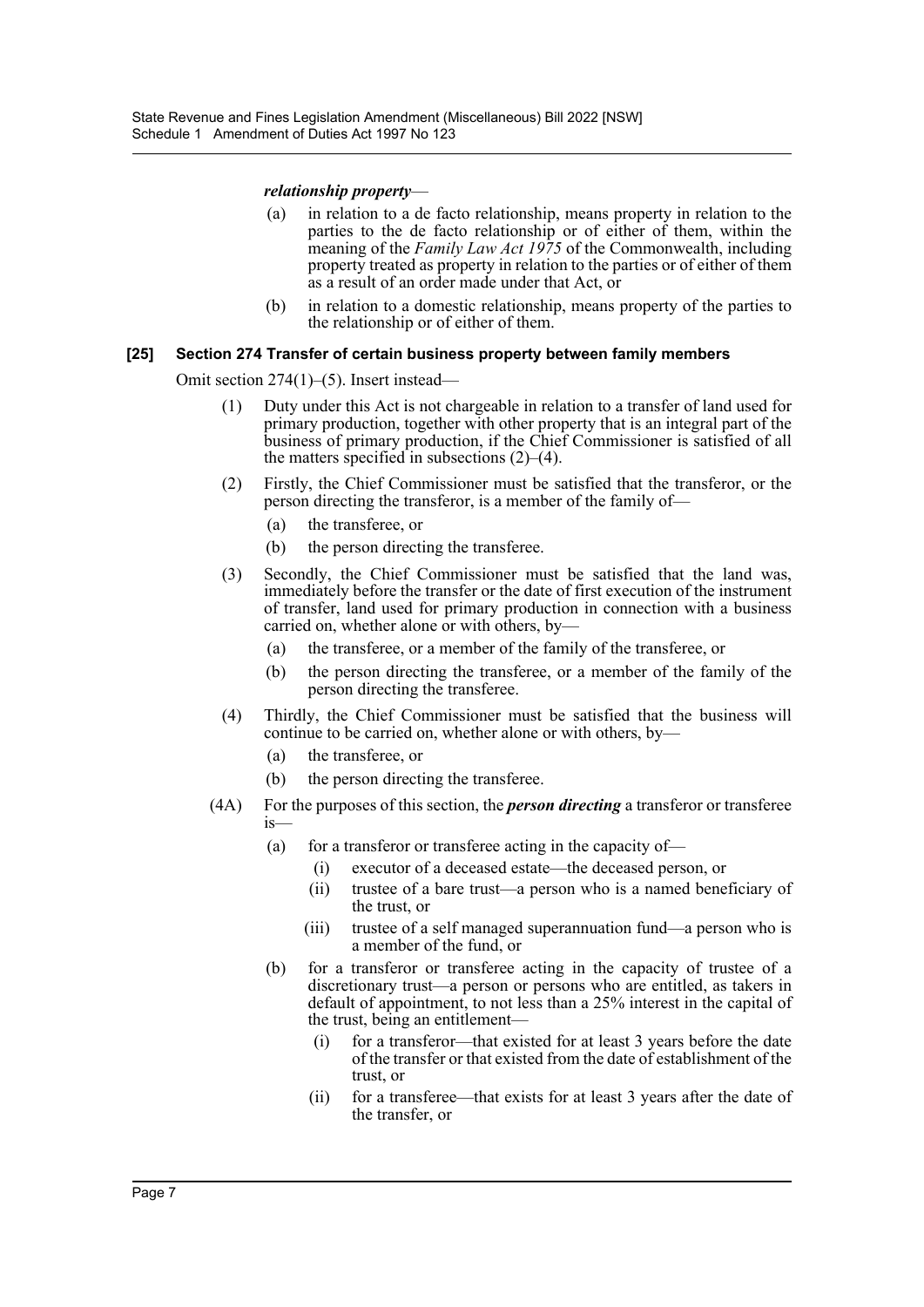***relationship property***—

(a) in relation to a de facto relationship, means property in relation to the parties to the de facto relationship or of either of them, within the meaning of the *Family Law Act 1975* of the Commonwealth, including property treated as property in relation to the parties or of either of them as a result of an order made under that Act, or

(b) in relation to a domestic relationship, means property of the parties to the relationship or of either of them.

#### [25] Section 274 Transfer of certain business property between family members

Omit section 274(1)–(5). Insert instead—

(1) Duty under this Act is not chargeable in relation to a transfer of land used for primary production, together with other property that is an integral part of the business of primary production, if the Chief Commissioner is satisfied of all the matters specified in subsections (2)–(4).

(2) Firstly, the Chief Commissioner must be satisfied that the transferor, or the person directing the transferor, is a member of the family of—

- (a) the transferee, or
- (b) the person directing the transferee.

(3) Secondly, the Chief Commissioner must be satisfied that the land was, immediately before the transfer or the date of first execution of the instrument of transfer, land used for primary production in connection with a business carried on, whether alone or with others, by—

- (a) the transferee, or a member of the family of the transferee, or
- (b) the person directing the transferee, or a member of the family of the person directing the transferee.

(4) Thirdly, the Chief Commissioner must be satisfied that the business will continue to be carried on, whether alone or with others, by—

- (a) the transferee, or
- (b) the person directing the transferee.

(4A) For the purposes of this section, the ***person directing*** a transferor or transferee is—

- (a) for a transferor or transferee acting in the capacity of—
  - (i) executor of a deceased estate—the deceased person, or
  - (ii) trustee of a bare trust—a person who is a named beneficiary of the trust, or
  - (iii) trustee of a self managed superannuation fund—a person who is a member of the fund, or
- (b) for a transferor or transferee acting in the capacity of trustee of a discretionary trust—a person or persons who are entitled, as takers in default of appointment, to not less than a 25% interest in the capital of the trust, being an entitlement—
  - (i) for a transferor—that existed for at least 3 years before the date of the transfer or that existed from the date of establishment of the trust, or
  - (ii) for a transferee—that exists for at least 3 years after the date of the transfer, or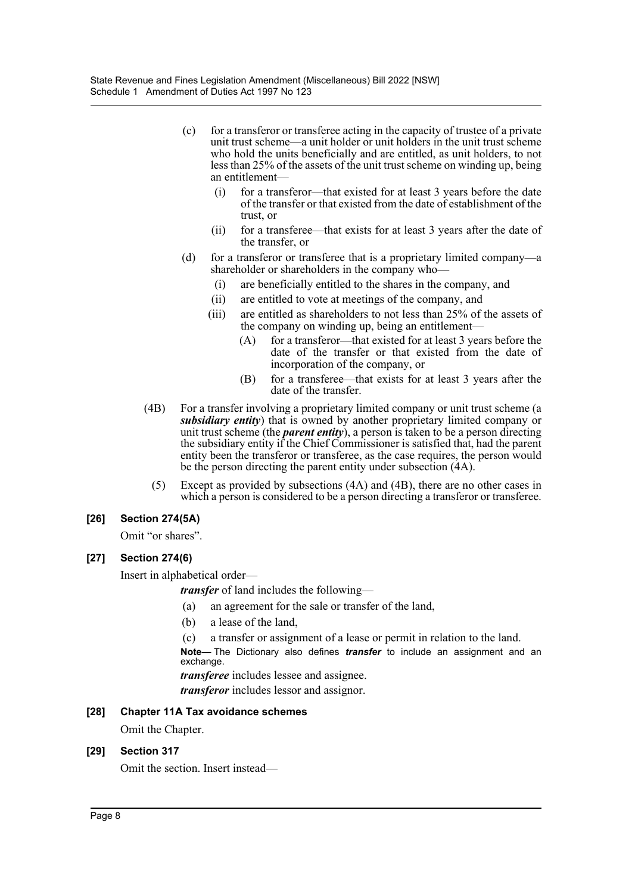(c) for a transferor or transferee acting in the capacity of trustee of a private unit trust scheme—a unit holder or unit holders in the unit trust scheme who hold the units beneficially and are entitled, as unit holders, to not less than 25% of the assets of the unit trust scheme on winding up, being an entitlement—

(i) for a transferor—that existed for at least 3 years before the date of the transfer or that existed from the date of establishment of the trust, or

(ii) for a transferee—that exists for at least 3 years after the date of the transfer, or

(d) for a transferor or transferee that is a proprietary limited company—a shareholder or shareholders in the company who—

(i) are beneficially entitled to the shares in the company, and

(ii) are entitled to vote at meetings of the company, and

(iii) are entitled as shareholders to not less than 25% of the assets of the company on winding up, being an entitlement—

(A) for a transferor—that existed for at least 3 years before the date of the transfer or that existed from the date of incorporation of the company, or

(B) for a transferee—that exists for at least 3 years after the date of the transfer.

(4B) For a transfer involving a proprietary limited company or unit trust scheme (a ***subsidiary entity***) that is owned by another proprietary limited company or unit trust scheme (the ***parent entity***), a person is taken to be a person directing the subsidiary entity if the Chief Commissioner is satisfied that, had the parent entity been the transferor or transferee, as the case requires, the person would be the person directing the parent entity under subsection (4A).

(5) Except as provided by subsections (4A) and (4B), there are no other cases in which a person is considered to be a person directing a transferor or transferee.

### [26] Section 274(5A)

Omit "or shares".

### [27] Section 274(6)

Insert in alphabetical order—

***transfer*** of land includes the following—

(a) an agreement for the sale or transfer of the land,

(b) a lease of the land,

(c) a transfer or assignment of a lease or permit in relation to the land.

**Note—** The Dictionary also defines ***transfer*** to include an assignment and an exchange.

***transferee*** includes lessee and assignee.

***transferor*** includes lessor and assignor.

### [28] Chapter 11A Tax avoidance schemes

Omit the Chapter.

### [29] Section 317

Omit the section. Insert instead—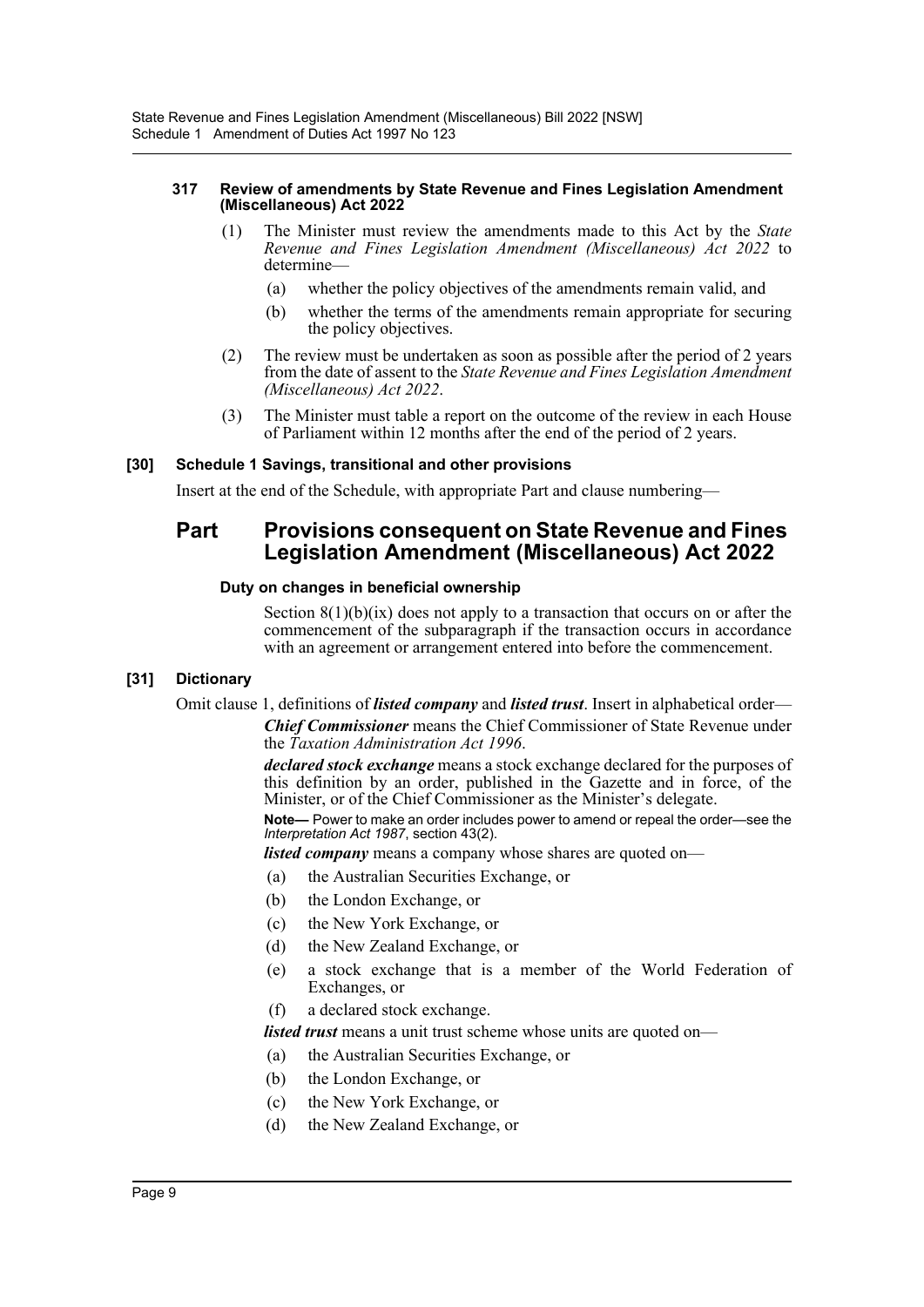#### 317 Review of amendments by State Revenue and Fines Legislation Amendment (Miscellaneous) Act 2022

(1) The Minister must review the amendments made to this Act by the *State Revenue and Fines Legislation Amendment (Miscellaneous) Act 2022* to determine—

(a) whether the policy objectives of the amendments remain valid, and

(b) whether the terms of the amendments remain appropriate for securing the policy objectives.

(2) The review must be undertaken as soon as possible after the period of 2 years from the date of assent to the *State Revenue and Fines Legislation Amendment (Miscellaneous) Act 2022*.

(3) The Minister must table a report on the outcome of the review in each House of Parliament within 12 months after the end of the period of 2 years.

### [30] Schedule 1 Savings, transitional and other provisions

Insert at the end of the Schedule, with appropriate Part and clause numbering—

## Part Provisions consequent on State Revenue and Fines Legislation Amendment (Miscellaneous) Act 2022

#### Duty on changes in beneficial ownership

Section 8(1)(b)(ix) does not apply to a transaction that occurs on or after the commencement of the subparagraph if the transaction occurs in accordance with an agreement or arrangement entered into before the commencement.

### [31] Dictionary

Omit clause 1, definitions of ***listed company*** and ***listed trust***. Insert in alphabetical order—

***Chief Commissioner*** means the Chief Commissioner of State Revenue under the *Taxation Administration Act 1996*.

***declared stock exchange*** means a stock exchange declared for the purposes of this definition by an order, published in the Gazette and in force, of the Minister, or of the Chief Commissioner as the Minister's delegate.

**Note—** Power to make an order includes power to amend or repeal the order—see the *Interpretation Act 1987*, section 43(2).

***listed company*** means a company whose shares are quoted on—

(a) the Australian Securities Exchange, or

(b) the London Exchange, or

(c) the New York Exchange, or

(d) the New Zealand Exchange, or

(e) a stock exchange that is a member of the World Federation of Exchanges, or

(f) a declared stock exchange.

***listed trust*** means a unit trust scheme whose units are quoted on—

(a) the Australian Securities Exchange, or

(b) the London Exchange, or

(c) the New York Exchange, or

(d) the New Zealand Exchange, or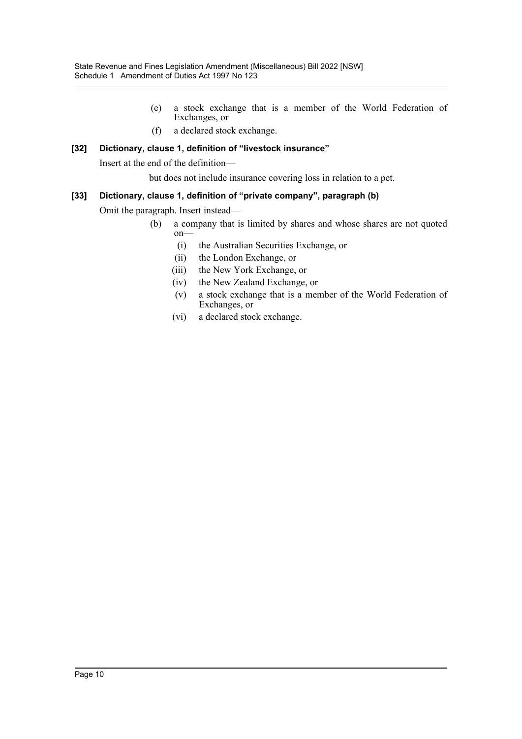(e) a stock exchange that is a member of the World Federation of Exchanges, or

(f) a declared stock exchange.

### [32] Dictionary, clause 1, definition of "livestock insurance"

Insert at the end of the definition—

but does not include insurance covering loss in relation to a pet.

### [33] Dictionary, clause 1, definition of "private company", paragraph (b)

Omit the paragraph. Insert instead—

(b) a company that is limited by shares and whose shares are not quoted on—

(i) the Australian Securities Exchange, or

(ii) the London Exchange, or

(iii) the New York Exchange, or

(iv) the New Zealand Exchange, or

(v) a stock exchange that is a member of the World Federation of Exchanges, or

(vi) a declared stock exchange.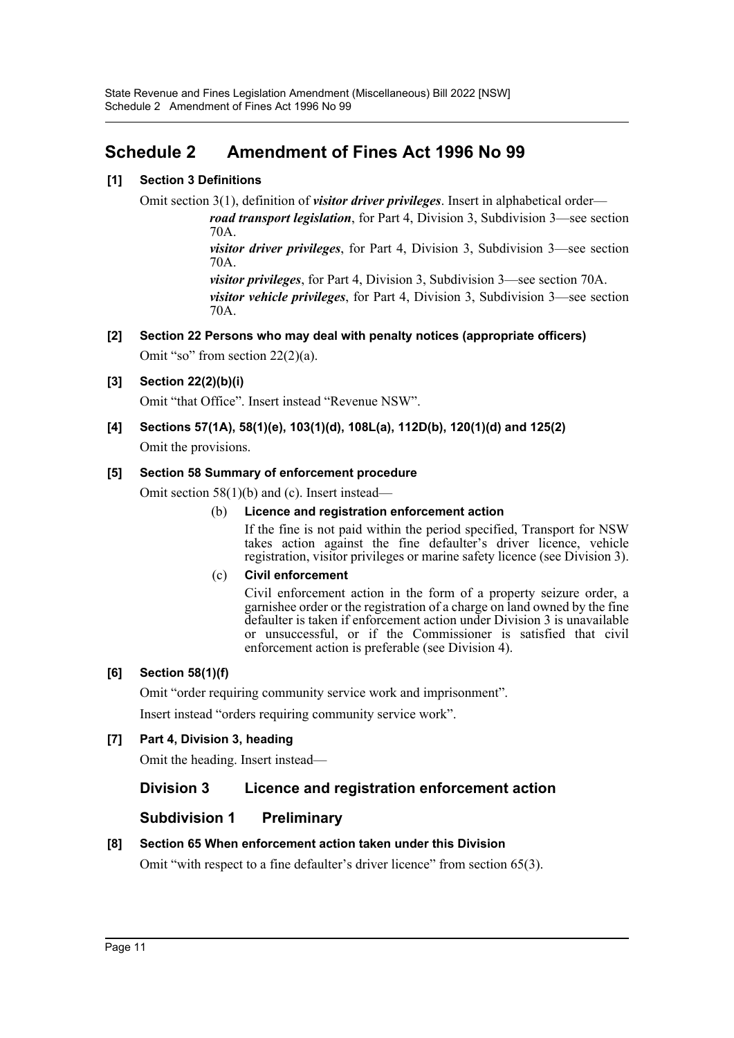## Schedule 2 Amendment of Fines Act 1996 No 99

### [1] Section 3 Definitions

Omit section 3(1), definition of ***visitor driver privileges***. Insert in alphabetical order—

> ***road transport legislation***, for Part 4, Division 3, Subdivision 3—see section 70A.
>
> ***visitor driver privileges***, for Part 4, Division 3, Subdivision 3—see section 70A.
>
> ***visitor privileges***, for Part 4, Division 3, Subdivision 3—see section 70A.
>
> ***visitor vehicle privileges***, for Part 4, Division 3, Subdivision 3—see section 70A.

### [2] Section 22 Persons who may deal with penalty notices (appropriate officers)

Omit "so" from section 22(2)(a).

### [3] Section 22(2)(b)(i)

Omit "that Office". Insert instead "Revenue NSW".

### [4] Sections 57(1A), 58(1)(e), 103(1)(d), 108L(a), 112D(b), 120(1)(d) and 125(2)

Omit the provisions.

### [5] Section 58 Summary of enforcement procedure

Omit section 58(1)(b) and (c). Insert instead—

> (b) **Licence and registration enforcement action**
>
> If the fine is not paid within the period specified, Transport for NSW takes action against the fine defaulter's driver licence, vehicle registration, visitor privileges or marine safety licence (see Division 3).
>
> (c) **Civil enforcement**
>
> Civil enforcement action in the form of a property seizure order, a garnishee order or the registration of a charge on land owned by the fine defaulter is taken if enforcement action under Division 3 is unavailable or unsuccessful, or if the Commissioner is satisfied that civil enforcement action is preferable (see Division 4).

### [6] Section 58(1)(f)

Omit "order requiring community service work and imprisonment".

Insert instead "orders requiring community service work".

### [7] Part 4, Division 3, heading

Omit the heading. Insert instead—

> **Division 3 Licence and registration enforcement action**
>
> **Subdivision 1 Preliminary**

### [8] Section 65 When enforcement action taken under this Division

Omit "with respect to a fine defaulter's driver licence" from section 65(3).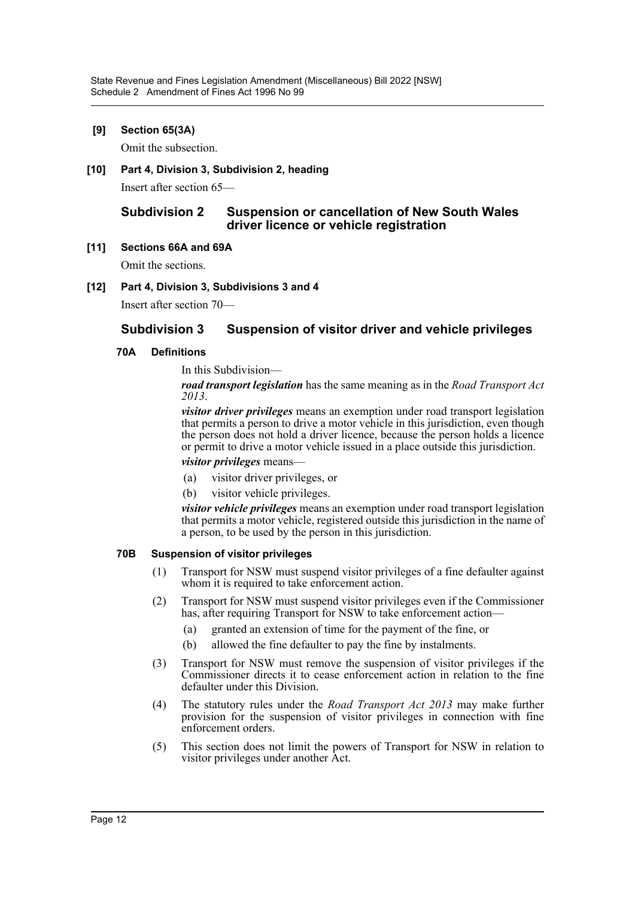**[9] Section 65(3A)**

Omit the subsection.

**[10] Part 4, Division 3, Subdivision 2, heading**

Insert after section 65—

### Subdivision 2 Suspension or cancellation of New South Wales driver licence or vehicle registration

**[11] Sections 66A and 69A**

Omit the sections.

**[12] Part 4, Division 3, Subdivisions 3 and 4**

Insert after section 70—

### Subdivision 3 Suspension of visitor driver and vehicle privileges

#### 70A Definitions

In this Subdivision—

***road transport legislation*** has the same meaning as in the *Road Transport Act 2013*.

***visitor driver privileges*** means an exemption under road transport legislation that permits a person to drive a motor vehicle in this jurisdiction, even though the person does not hold a driver licence, because the person holds a licence or permit to drive a motor vehicle issued in a place outside this jurisdiction.

***visitor privileges*** means—

(a) visitor driver privileges, or

(b) visitor vehicle privileges.

***visitor vehicle privileges*** means an exemption under road transport legislation that permits a motor vehicle, registered outside this jurisdiction in the name of a person, to be used by the person in this jurisdiction.

#### 70B Suspension of visitor privileges

(1) Transport for NSW must suspend visitor privileges of a fine defaulter against whom it is required to take enforcement action.

(2) Transport for NSW must suspend visitor privileges even if the Commissioner has, after requiring Transport for NSW to take enforcement action—

(a) granted an extension of time for the payment of the fine, or

(b) allowed the fine defaulter to pay the fine by instalments.

(3) Transport for NSW must remove the suspension of visitor privileges if the Commissioner directs it to cease enforcement action in relation to the fine defaulter under this Division.

(4) The statutory rules under the *Road Transport Act 2013* may make further provision for the suspension of visitor privileges in connection with fine enforcement orders.

(5) This section does not limit the powers of Transport for NSW in relation to visitor privileges under another Act.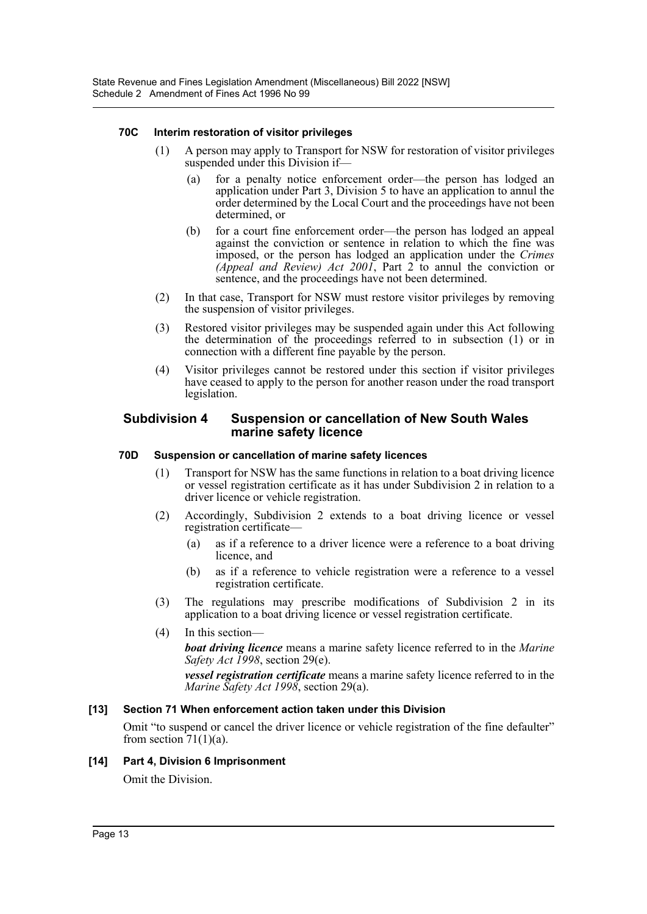#### 70C Interim restoration of visitor privileges

(1) A person may apply to Transport for NSW for restoration of visitor privileges suspended under this Division if—

(a) for a penalty notice enforcement order—the person has lodged an application under Part 3, Division 5 to have an application to annul the order determined by the Local Court and the proceedings have not been determined, or

(b) for a court fine enforcement order—the person has lodged an appeal against the conviction or sentence in relation to which the fine was imposed, or the person has lodged an application under the *Crimes (Appeal and Review) Act 2001*, Part 2 to annul the conviction or sentence, and the proceedings have not been determined.

(2) In that case, Transport for NSW must restore visitor privileges by removing the suspension of visitor privileges.

(3) Restored visitor privileges may be suspended again under this Act following the determination of the proceedings referred to in subsection (1) or in connection with a different fine payable by the person.

(4) Visitor privileges cannot be restored under this section if visitor privileges have ceased to apply to the person for another reason under the road transport legislation.

### Subdivision 4 Suspension or cancellation of New South Wales marine safety licence

#### 70D Suspension or cancellation of marine safety licences

(1) Transport for NSW has the same functions in relation to a boat driving licence or vessel registration certificate as it has under Subdivision 2 in relation to a driver licence or vehicle registration.

(2) Accordingly, Subdivision 2 extends to a boat driving licence or vessel registration certificate—

(a) as if a reference to a driver licence were a reference to a boat driving licence, and

(b) as if a reference to vehicle registration were a reference to a vessel registration certificate.

(3) The regulations may prescribe modifications of Subdivision 2 in its application to a boat driving licence or vessel registration certificate.

(4) In this section—

***boat driving licence*** means a marine safety licence referred to in the *Marine Safety Act 1998*, section 29(e).

***vessel registration certificate*** means a marine safety licence referred to in the *Marine Safety Act 1998*, section 29(a).

#### [13] Section 71 When enforcement action taken under this Division

Omit "to suspend or cancel the driver licence or vehicle registration of the fine defaulter" from section 71(1)(a).

#### [14] Part 4, Division 6 Imprisonment

Omit the Division.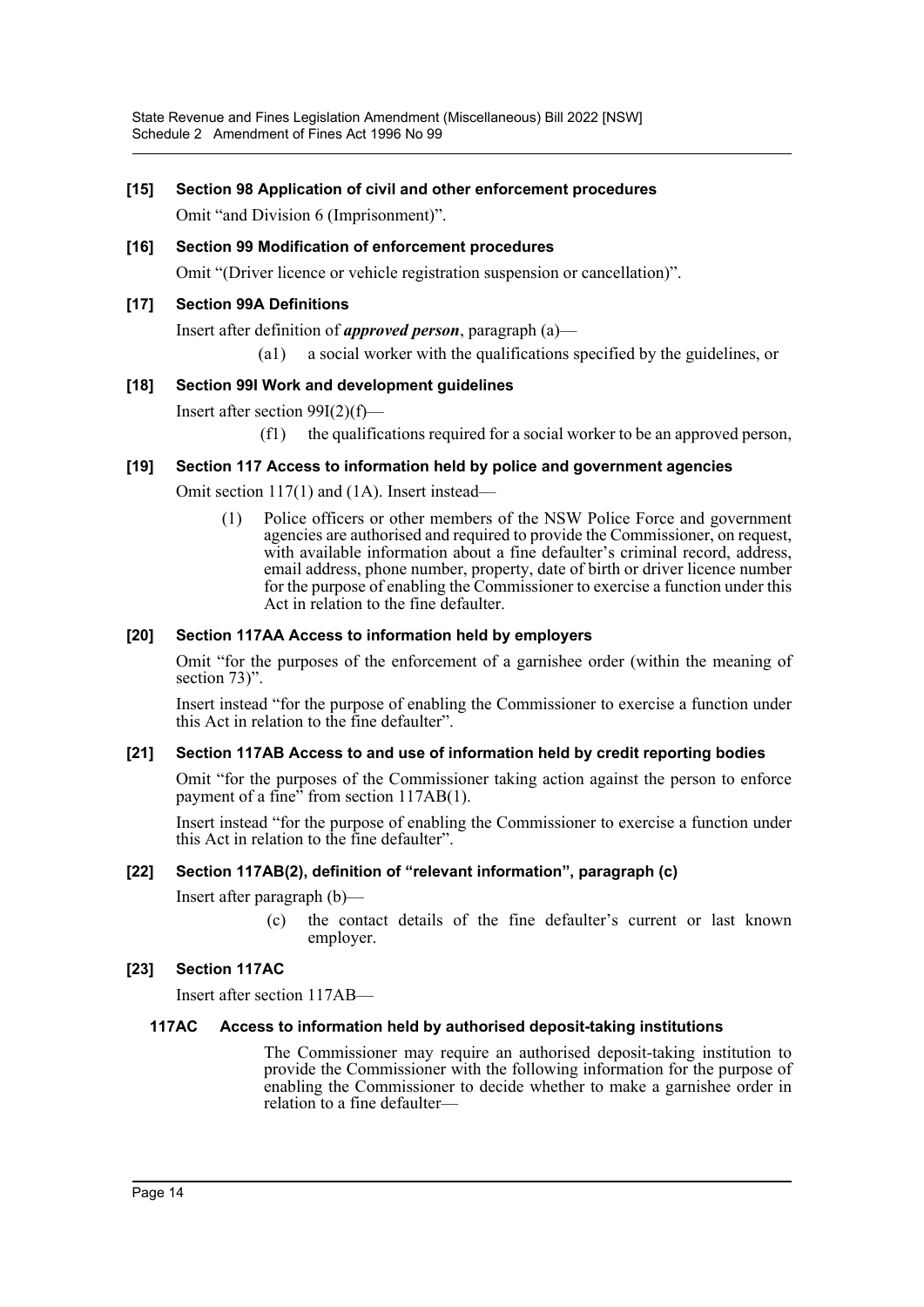### [15] Section 98 Application of civil and other enforcement procedures

Omit "and Division 6 (Imprisonment)".

### [16] Section 99 Modification of enforcement procedures

Omit "(Driver licence or vehicle registration suspension or cancellation)".

### [17] Section 99A Definitions

Insert after definition of ***approved person***, paragraph (a)—

> (a1) a social worker with the qualifications specified by the guidelines, or

### [18] Section 99I Work and development guidelines

Insert after section 99I(2)(f)—

> (f1) the qualifications required for a social worker to be an approved person,

### [19] Section 117 Access to information held by police and government agencies

Omit section 117(1) and (1A). Insert instead—

> (1) Police officers or other members of the NSW Police Force and government agencies are authorised and required to provide the Commissioner, on request, with available information about a fine defaulter's criminal record, address, email address, phone number, property, date of birth or driver licence number for the purpose of enabling the Commissioner to exercise a function under this Act in relation to the fine defaulter.

### [20] Section 117AA Access to information held by employers

Omit "for the purposes of the enforcement of a garnishee order (within the meaning of section 73)".

Insert instead "for the purpose of enabling the Commissioner to exercise a function under this Act in relation to the fine defaulter".

### [21] Section 117AB Access to and use of information held by credit reporting bodies

Omit "for the purposes of the Commissioner taking action against the person to enforce payment of a fine" from section 117AB(1).

Insert instead "for the purpose of enabling the Commissioner to exercise a function under this Act in relation to the fine defaulter".

### [22] Section 117AB(2), definition of "relevant information", paragraph (c)

Insert after paragraph (b)—

> (c) the contact details of the fine defaulter's current or last known employer.

### [23] Section 117AC

Insert after section 117AB—

#### 117AC Access to information held by authorised deposit-taking institutions

The Commissioner may require an authorised deposit-taking institution to provide the Commissioner with the following information for the purpose of enabling the Commissioner to decide whether to make a garnishee order in relation to a fine defaulter—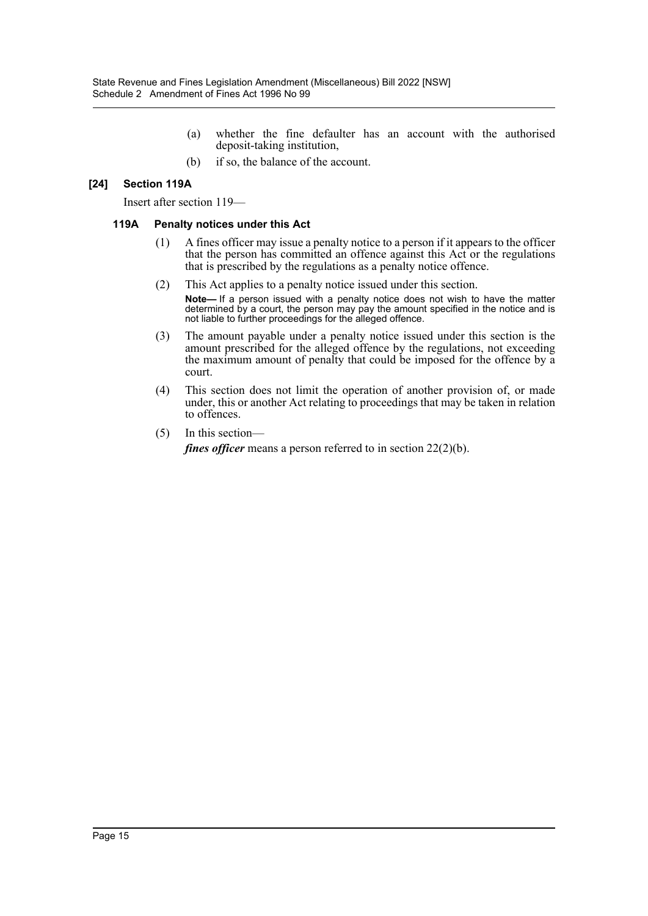(a) whether the fine defaulter has an account with the authorised deposit-taking institution,

(b) if so, the balance of the account.

### [24] Section 119A

Insert after section 119—

#### 119A Penalty notices under this Act

(1) A fines officer may issue a penalty notice to a person if it appears to the officer that the person has committed an offence against this Act or the regulations that is prescribed by the regulations as a penalty notice offence.

(2) This Act applies to a penalty notice issued under this section.

**Note—** If a person issued with a penalty notice does not wish to have the matter determined by a court, the person may pay the amount specified in the notice and is not liable to further proceedings for the alleged offence.

(3) The amount payable under a penalty notice issued under this section is the amount prescribed for the alleged offence by the regulations, not exceeding the maximum amount of penalty that could be imposed for the offence by a court.

(4) This section does not limit the operation of another provision of, or made under, this or another Act relating to proceedings that may be taken in relation to offences.

(5) In this section—

***fines officer*** means a person referred to in section 22(2)(b).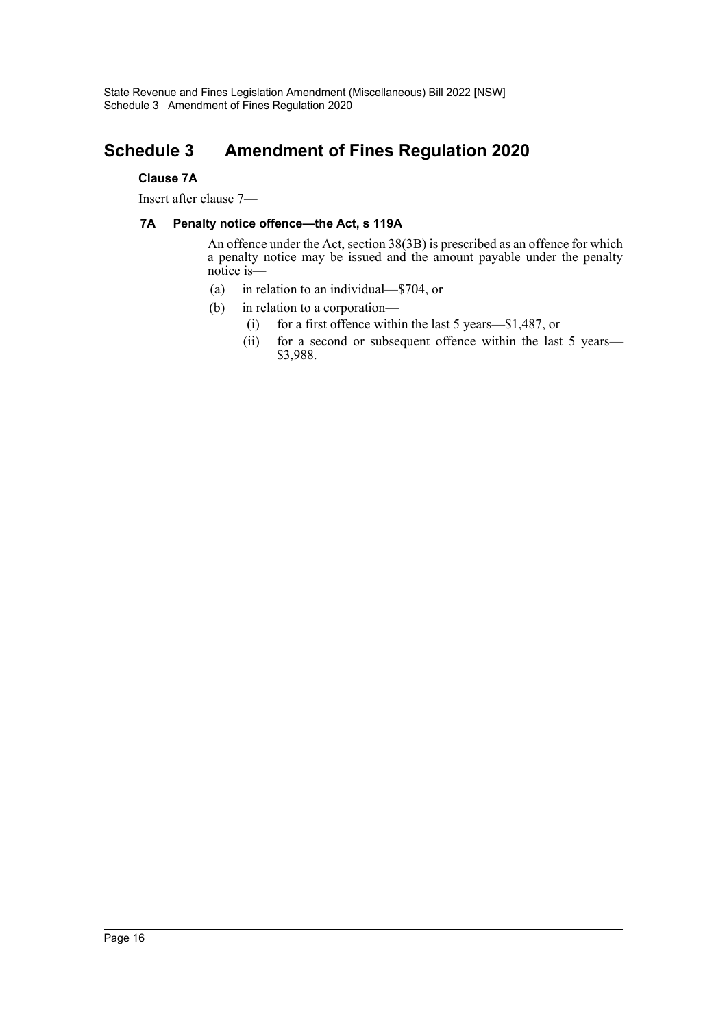# Schedule 3 Amendment of Fines Regulation 2020

**Clause 7A**

Insert after clause 7—

**7A Penalty notice offence—the Act, s 119A**

An offence under the Act, section 38(3B) is prescribed as an offence for which a penalty notice may be issued and the amount payable under the penalty notice is—

(a) in relation to an individual—$704, or

(b) in relation to a corporation—

(i) for a first offence within the last 5 years—$1,487, or

(ii) for a second or subsequent offence within the last 5 years—$3,988.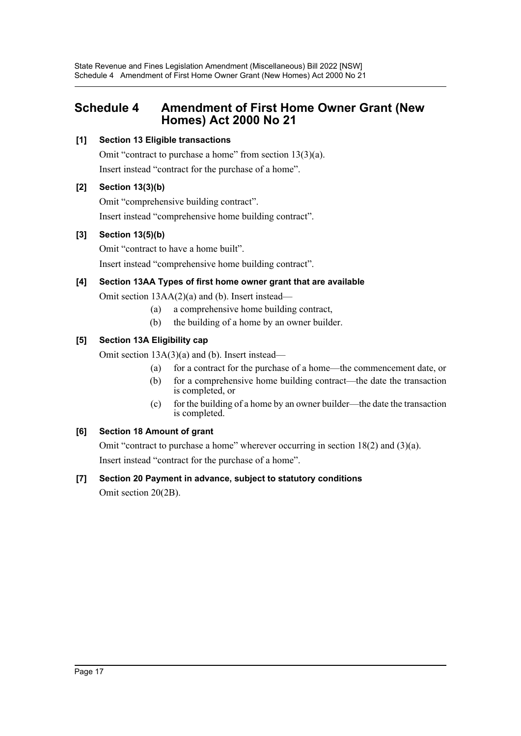## Schedule 4 Amendment of First Home Owner Grant (New Homes) Act 2000 No 21

**[1] Section 13 Eligible transactions**

Omit "contract to purchase a home" from section 13(3)(a).

Insert instead "contract for the purchase of a home".

**[2] Section 13(3)(b)**

Omit "comprehensive building contract".

Insert instead "comprehensive home building contract".

**[3] Section 13(5)(b)**

Omit "contract to have a home built".

Insert instead "comprehensive home building contract".

**[4] Section 13AA Types of first home owner grant that are available**

Omit section 13AA(2)(a) and (b). Insert instead—

(a) a comprehensive home building contract,

(b) the building of a home by an owner builder.

**[5] Section 13A Eligibility cap**

Omit section 13A(3)(a) and (b). Insert instead—

(a) for a contract for the purchase of a home—the commencement date, or

(b) for a comprehensive home building contract—the date the transaction is completed, or

(c) for the building of a home by an owner builder—the date the transaction is completed.

**[6] Section 18 Amount of grant**

Omit "contract to purchase a home" wherever occurring in section 18(2) and (3)(a).

Insert instead "contract for the purchase of a home".

**[7] Section 20 Payment in advance, subject to statutory conditions**

Omit section 20(2B).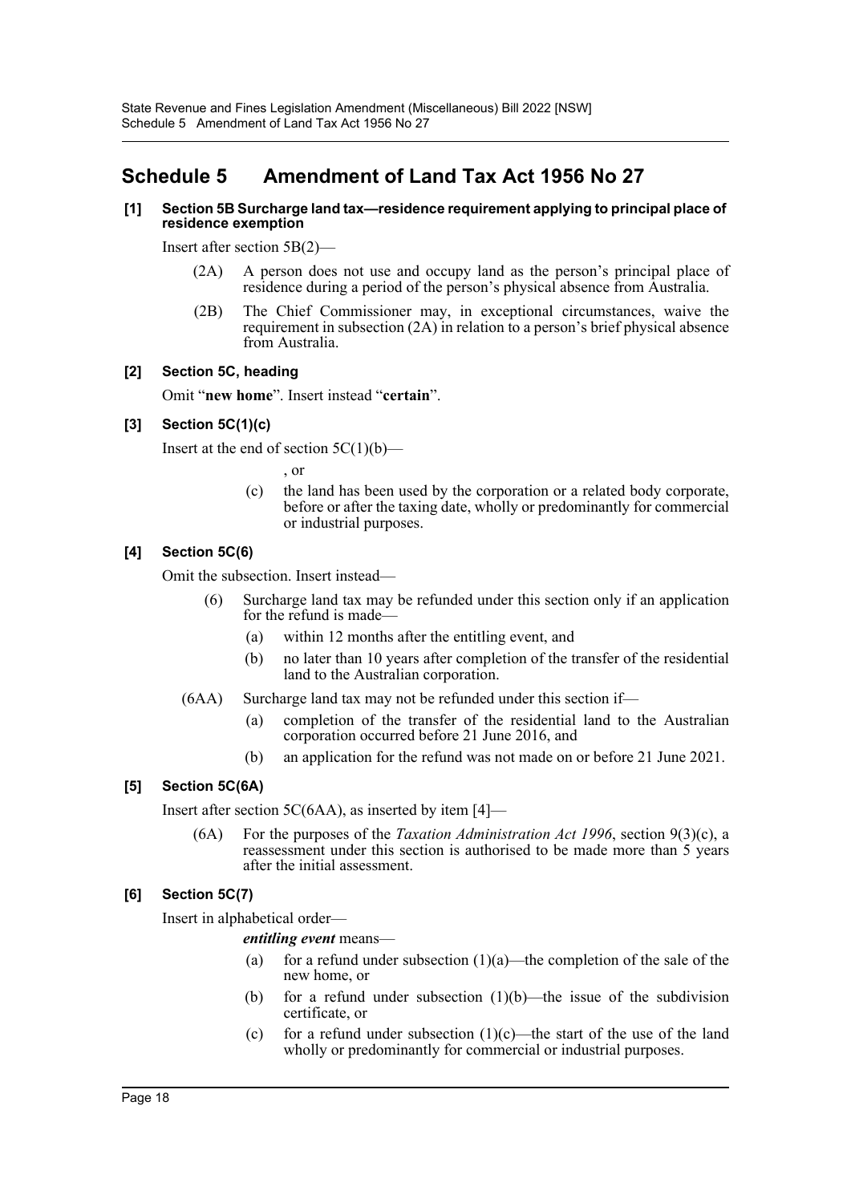# Schedule 5 Amendment of Land Tax Act 1956 No 27

### [1] Section 5B Surcharge land tax—residence requirement applying to principal place of residence exemption

Insert after section 5B(2)—

(2A) A person does not use and occupy land as the person's principal place of residence during a period of the person's physical absence from Australia.

(2B) The Chief Commissioner may, in exceptional circumstances, waive the requirement in subsection (2A) in relation to a person's brief physical absence from Australia.

### [2] Section 5C, heading

Omit "**new home**". Insert instead "**certain**".

### [3] Section 5C(1)(c)

Insert at the end of section 5C(1)(b)—

, or

(c) the land has been used by the corporation or a related body corporate, before or after the taxing date, wholly or predominantly for commercial or industrial purposes.

### [4] Section 5C(6)

Omit the subsection. Insert instead—

(6) Surcharge land tax may be refunded under this section only if an application for the refund is made—

(a) within 12 months after the entitling event, and

(b) no later than 10 years after completion of the transfer of the residential land to the Australian corporation.

(6AA) Surcharge land tax may not be refunded under this section if—

(a) completion of the transfer of the residential land to the Australian corporation occurred before 21 June 2016, and

(b) an application for the refund was not made on or before 21 June 2021.

### [5] Section 5C(6A)

Insert after section 5C(6AA), as inserted by item [4]—

(6A) For the purposes of the *Taxation Administration Act 1996*, section 9(3)(c), a reassessment under this section is authorised to be made more than 5 years after the initial assessment.

### [6] Section 5C(7)

Insert in alphabetical order—

***entitling event*** means—

(a) for a refund under subsection (1)(a)—the completion of the sale of the new home, or

(b) for a refund under subsection (1)(b)—the issue of the subdivision certificate, or

(c) for a refund under subsection (1)(c)—the start of the use of the land wholly or predominantly for commercial or industrial purposes.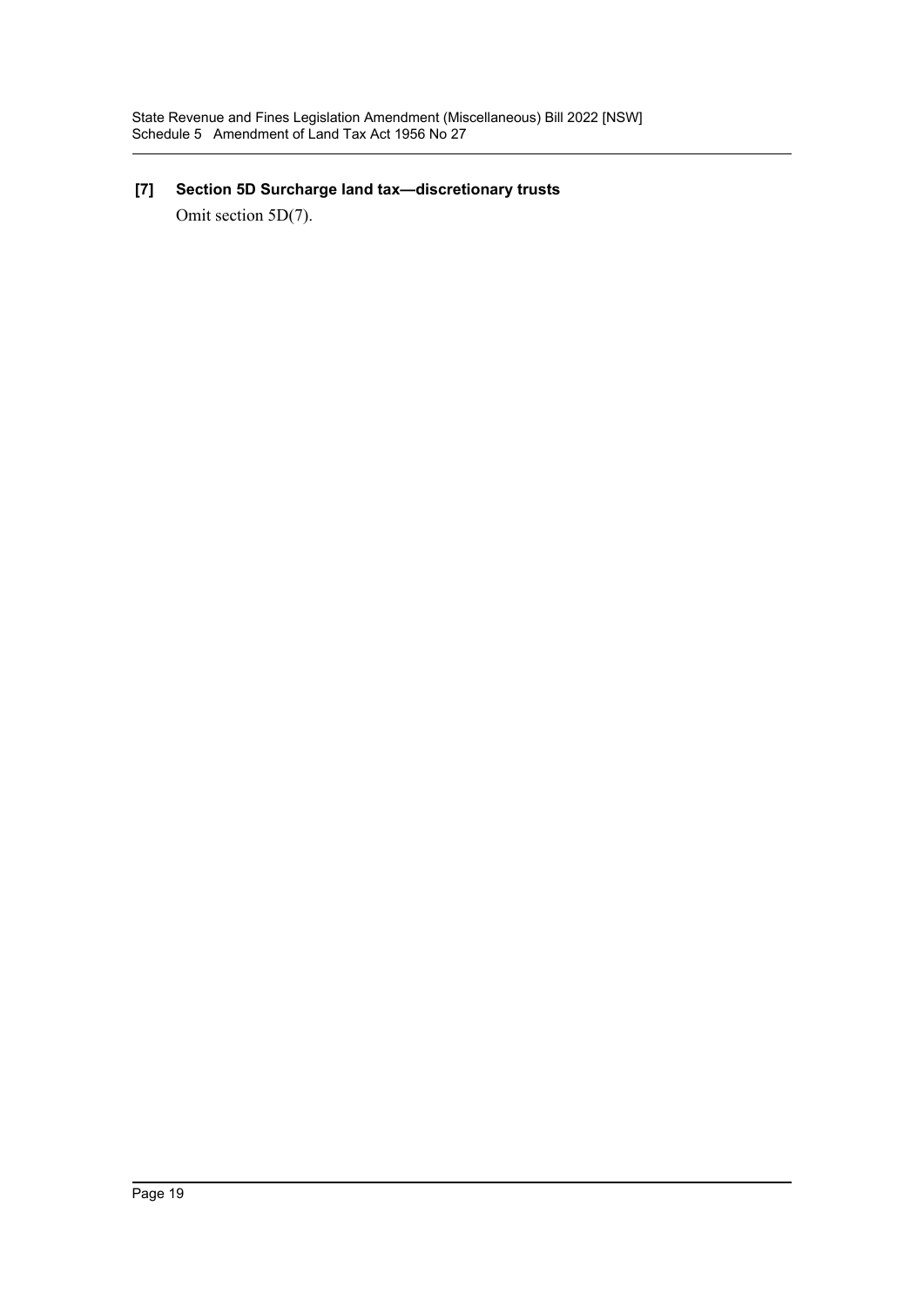**[7] Section 5D Surcharge land tax—discretionary trusts**

Omit section 5D(7).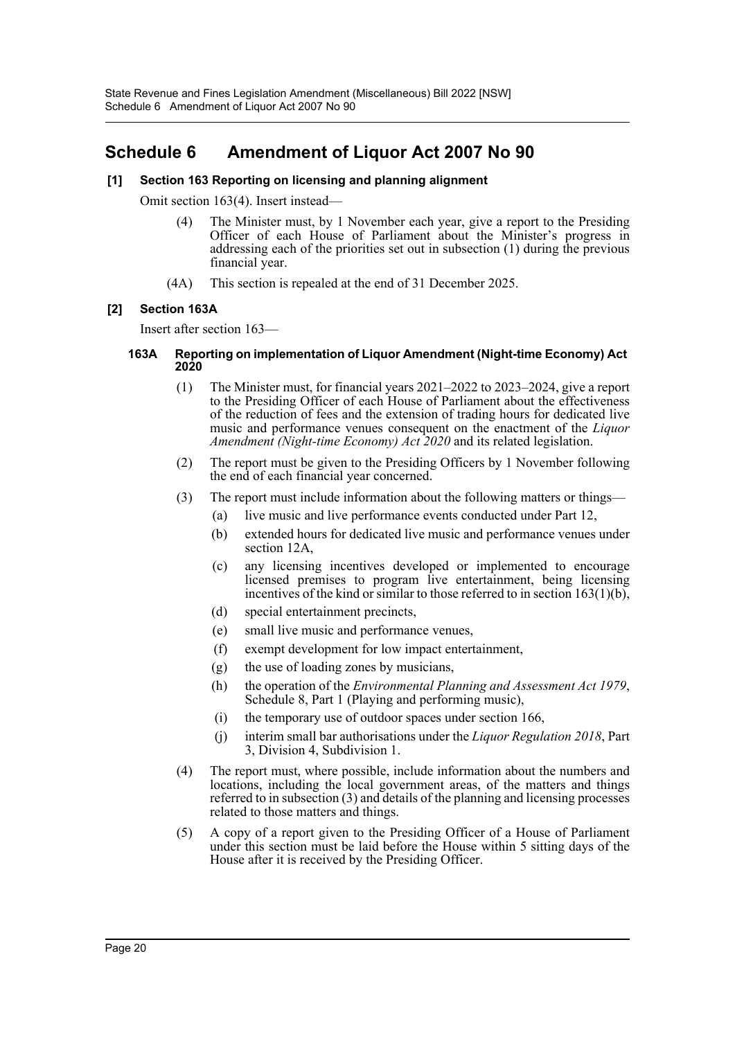# Schedule 6 Amendment of Liquor Act 2007 No 90

### [1] Section 163 Reporting on licensing and planning alignment

Omit section 163(4). Insert instead—

(4) The Minister must, by 1 November each year, give a report to the Presiding Officer of each House of Parliament about the Minister's progress in addressing each of the priorities set out in subsection (1) during the previous financial year.

(4A) This section is repealed at the end of 31 December 2025.

### [2] Section 163A

Insert after section 163—

#### 163A Reporting on implementation of Liquor Amendment (Night-time Economy) Act 2020

(1) The Minister must, for financial years 2021–2022 to 2023–2024, give a report to the Presiding Officer of each House of Parliament about the effectiveness of the reduction of fees and the extension of trading hours for dedicated live music and performance venues consequent on the enactment of the *Liquor Amendment (Night-time Economy) Act 2020* and its related legislation.

(2) The report must be given to the Presiding Officers by 1 November following the end of each financial year concerned.

(3) The report must include information about the following matters or things—

(a) live music and live performance events conducted under Part 12,

(b) extended hours for dedicated live music and performance venues under section 12A,

(c) any licensing incentives developed or implemented to encourage licensed premises to program live entertainment, being licensing incentives of the kind or similar to those referred to in section 163(1)(b),

(d) special entertainment precincts,

(e) small live music and performance venues,

(f) exempt development for low impact entertainment,

(g) the use of loading zones by musicians,

(h) the operation of the *Environmental Planning and Assessment Act 1979*, Schedule 8, Part 1 (Playing and performing music),

(i) the temporary use of outdoor spaces under section 166,

(j) interim small bar authorisations under the *Liquor Regulation 2018*, Part 3, Division 4, Subdivision 1.

(4) The report must, where possible, include information about the numbers and locations, including the local government areas, of the matters and things referred to in subsection (3) and details of the planning and licensing processes related to those matters and things.

(5) A copy of a report given to the Presiding Officer of a House of Parliament under this section must be laid before the House within 5 sitting days of the House after it is received by the Presiding Officer.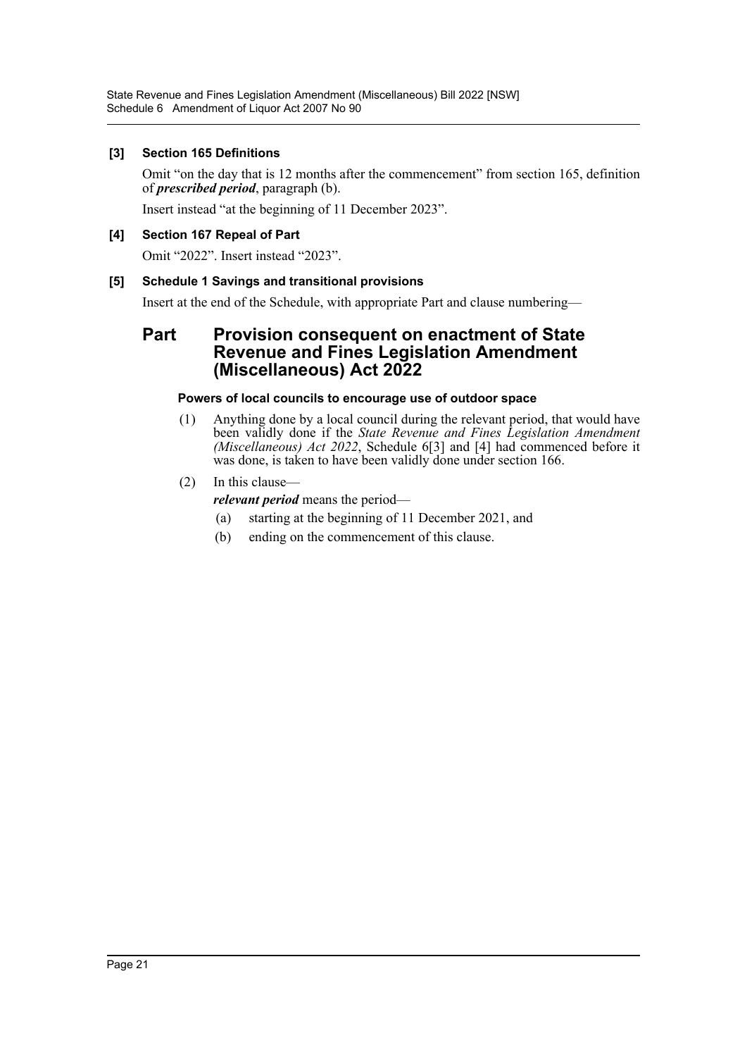**[3] Section 165 Definitions**

Omit "on the day that is 12 months after the commencement" from section 165, definition of ***prescribed period***, paragraph (b).

Insert instead "at the beginning of 11 December 2023".

**[4] Section 167 Repeal of Part**

Omit "2022". Insert instead "2023".

**[5] Schedule 1 Savings and transitional provisions**

Insert at the end of the Schedule, with appropriate Part and clause numbering—

## Part Provision consequent on enactment of State Revenue and Fines Legislation Amendment (Miscellaneous) Act 2022

**Powers of local councils to encourage use of outdoor space**

(1) Anything done by a local council during the relevant period, that would have been validly done if the *State Revenue and Fines Legislation Amendment (Miscellaneous) Act 2022*, Schedule 6[3] and [4] had commenced before it was done, is taken to have been validly done under section 166.

(2) In this clause—

***relevant period*** means the period—

(a) starting at the beginning of 11 December 2021, and

(b) ending on the commencement of this clause.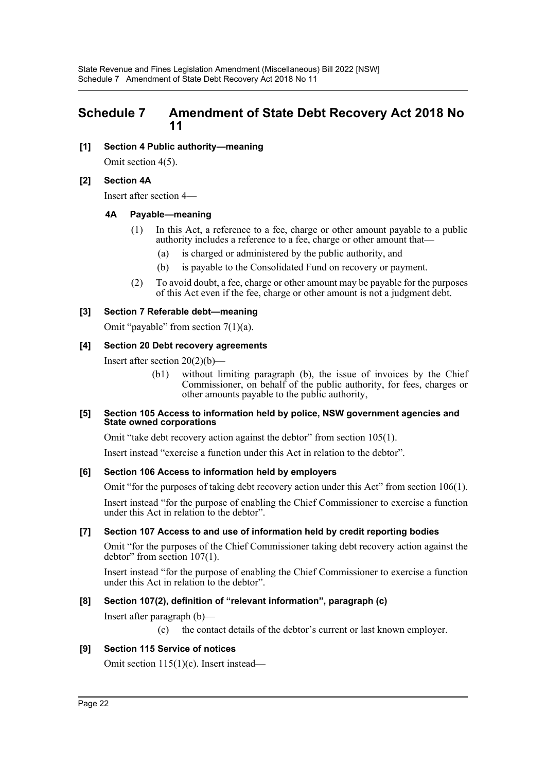## Schedule 7 Amendment of State Debt Recovery Act 2018 No 11

**[1] Section 4 Public authority—meaning**

Omit section 4(5).

**[2] Section 4A**

Insert after section 4—

**4A Payable—meaning**

(1) In this Act, a reference to a fee, charge or other amount payable to a public authority includes a reference to a fee, charge or other amount that—

(a) is charged or administered by the public authority, and

(b) is payable to the Consolidated Fund on recovery or payment.

(2) To avoid doubt, a fee, charge or other amount may be payable for the purposes of this Act even if the fee, charge or other amount is not a judgment debt.

**[3] Section 7 Referable debt—meaning**

Omit "payable" from section 7(1)(a).

**[4] Section 20 Debt recovery agreements**

Insert after section 20(2)(b)—

(b1) without limiting paragraph (b), the issue of invoices by the Chief Commissioner, on behalf of the public authority, for fees, charges or other amounts payable to the public authority,

**[5] Section 105 Access to information held by police, NSW government agencies and State owned corporations**

Omit "take debt recovery action against the debtor" from section 105(1).

Insert instead "exercise a function under this Act in relation to the debtor".

**[6] Section 106 Access to information held by employers**

Omit "for the purposes of taking debt recovery action under this Act" from section 106(1).

Insert instead "for the purpose of enabling the Chief Commissioner to exercise a function under this Act in relation to the debtor".

**[7] Section 107 Access to and use of information held by credit reporting bodies**

Omit "for the purposes of the Chief Commissioner taking debt recovery action against the debtor" from section 107(1).

Insert instead "for the purpose of enabling the Chief Commissioner to exercise a function under this Act in relation to the debtor".

**[8] Section 107(2), definition of "relevant information", paragraph (c)**

Insert after paragraph (b)—

(c) the contact details of the debtor's current or last known employer.

**[9] Section 115 Service of notices**

Omit section 115(1)(c). Insert instead—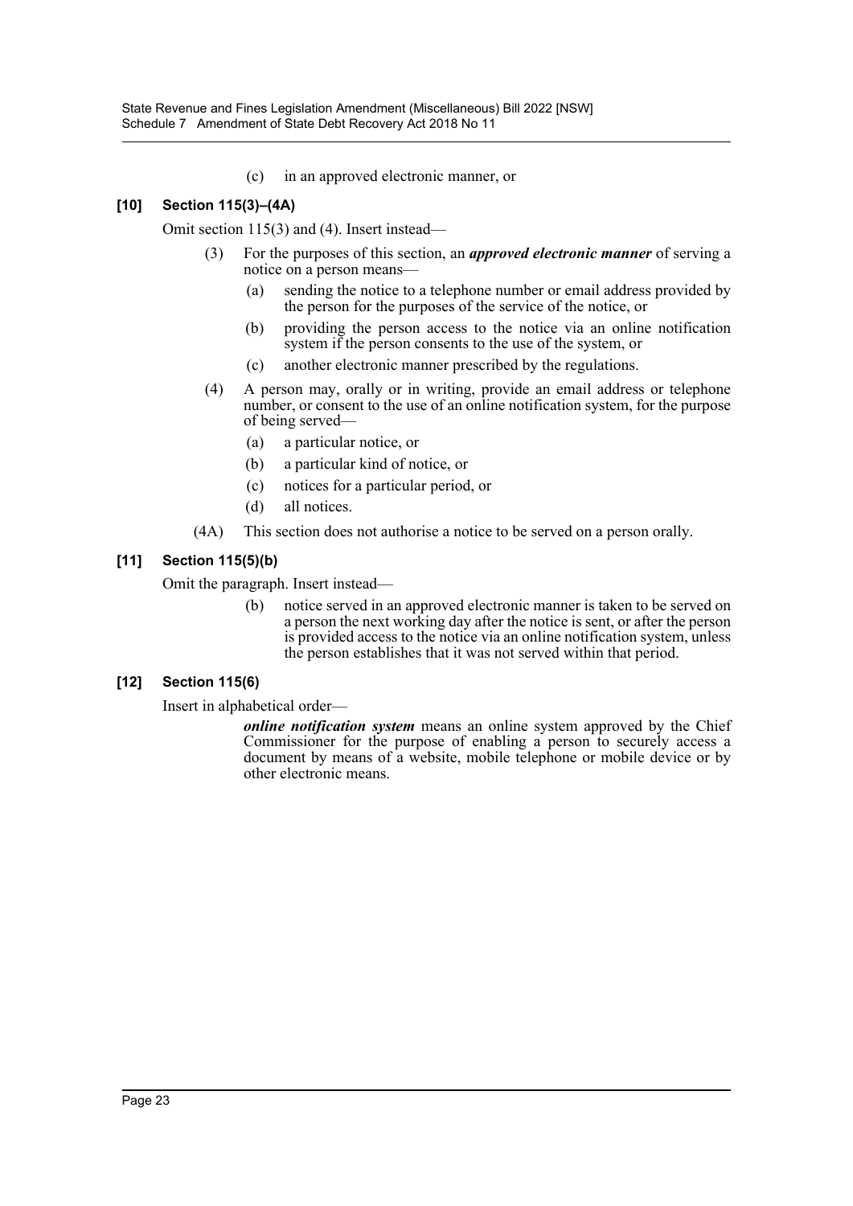(c) in an approved electronic manner, or

### [10] Section 115(3)–(4A)

Omit section 115(3) and (4). Insert instead—

(3) For the purposes of this section, an ***approved electronic manner*** of serving a notice on a person means—

(a) sending the notice to a telephone number or email address provided by the person for the purposes of the service of the notice, or

(b) providing the person access to the notice via an online notification system if the person consents to the use of the system, or

(c) another electronic manner prescribed by the regulations.

(4) A person may, orally or in writing, provide an email address or telephone number, or consent to the use of an online notification system, for the purpose of being served—

(a) a particular notice, or

(b) a particular kind of notice, or

(c) notices for a particular period, or

(d) all notices.

(4A) This section does not authorise a notice to be served on a person orally.

### [11] Section 115(5)(b)

Omit the paragraph. Insert instead—

(b) notice served in an approved electronic manner is taken to be served on a person the next working day after the notice is sent, or after the person is provided access to the notice via an online notification system, unless the person establishes that it was not served within that period.

### [12] Section 115(6)

Insert in alphabetical order—

***online notification system*** means an online system approved by the Chief Commissioner for the purpose of enabling a person to securely access a document by means of a website, mobile telephone or mobile device or by other electronic means.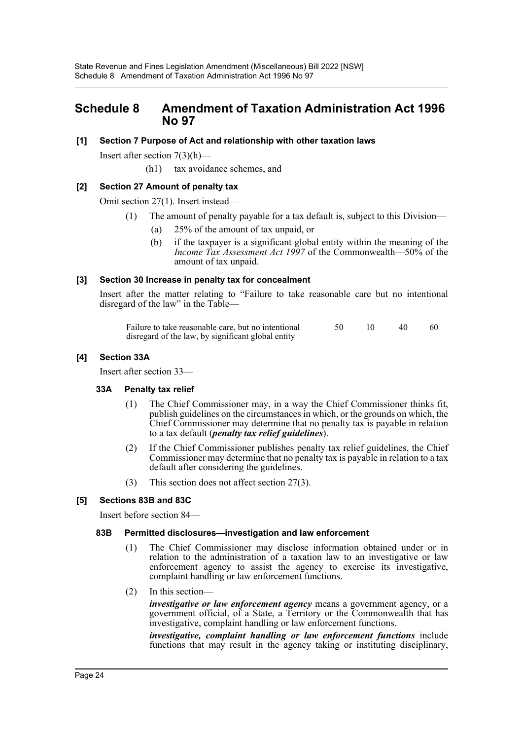# Schedule 8 Amendment of Taxation Administration Act 1996 No 97

### [1] Section 7 Purpose of Act and relationship with other taxation laws

Insert after section 7(3)(h)—

(h1) tax avoidance schemes, and

### [2] Section 27 Amount of penalty tax

Omit section 27(1). Insert instead—

(1) The amount of penalty payable for a tax default is, subject to this Division—

(a) 25% of the amount of tax unpaid, or

(b) if the taxpayer is a significant global entity within the meaning of the *Income Tax Assessment Act 1997* of the Commonwealth—50% of the amount of tax unpaid.

### [3] Section 30 Increase in penalty tax for concealment

Insert after the matter relating to "Failure to take reasonable care but no intentional disregard of the law" in the Table—

| | | | | |
|---|---|---|---|---|
| Failure to take reasonable care, but no intentional disregard of the law, by significant global entity | 50 | 10 | 40 | 60 |

### [4] Section 33A

Insert after section 33—

#### 33A Penalty tax relief

(1) The Chief Commissioner may, in a way the Chief Commissioner thinks fit, publish guidelines on the circumstances in which, or the grounds on which, the Chief Commissioner may determine that no penalty tax is payable in relation to a tax default (***penalty tax relief guidelines***).

(2) If the Chief Commissioner publishes penalty tax relief guidelines, the Chief Commissioner may determine that no penalty tax is payable in relation to a tax default after considering the guidelines.

(3) This section does not affect section 27(3).

### [5] Sections 83B and 83C

Insert before section 84—

#### 83B Permitted disclosures—investigation and law enforcement

(1) The Chief Commissioner may disclose information obtained under or in relation to the administration of a taxation law to an investigative or law enforcement agency to assist the agency to exercise its investigative, complaint handling or law enforcement functions.

(2) In this section—

***investigative or law enforcement agency*** means a government agency, or a government official, of a State, a Territory or the Commonwealth that has investigative, complaint handling or law enforcement functions.

***investigative, complaint handling or law enforcement functions*** include functions that may result in the agency taking or instituting disciplinary,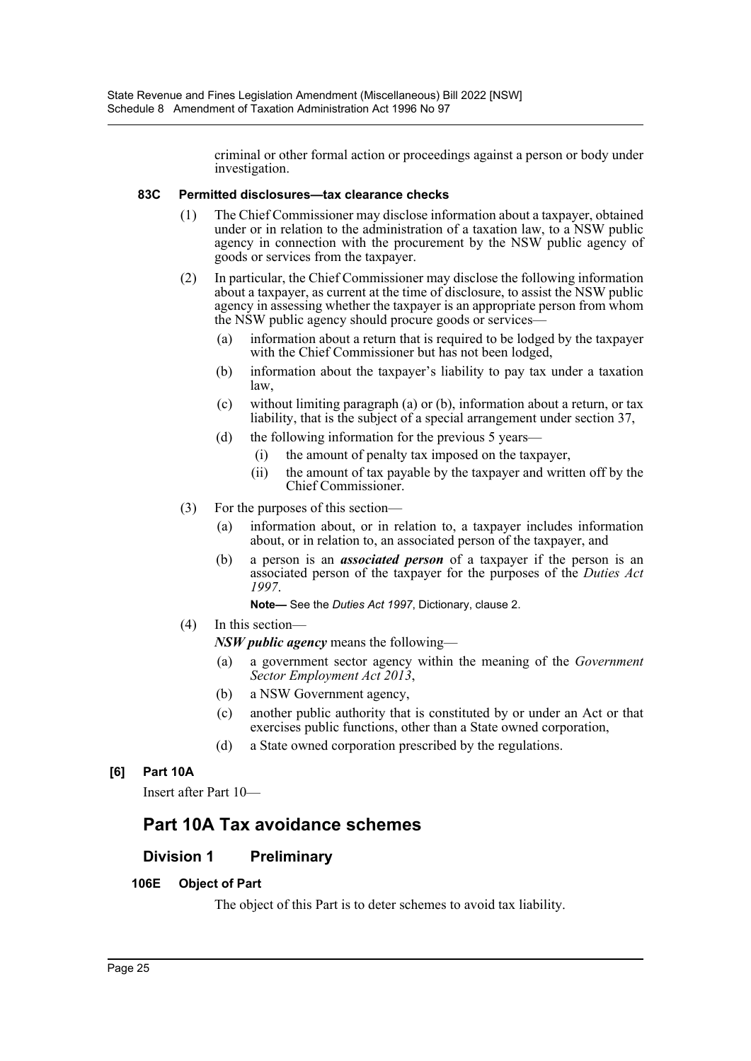criminal or other formal action or proceedings against a person or body under investigation.

#### 83C Permitted disclosures—tax clearance checks

(1) The Chief Commissioner may disclose information about a taxpayer, obtained under or in relation to the administration of a taxation law, to a NSW public agency in connection with the procurement by the NSW public agency of goods or services from the taxpayer.

(2) In particular, the Chief Commissioner may disclose the following information about a taxpayer, as current at the time of disclosure, to assist the NSW public agency in assessing whether the taxpayer is an appropriate person from whom the NSW public agency should procure goods or services—

(a) information about a return that is required to be lodged by the taxpayer with the Chief Commissioner but has not been lodged,

(b) information about the taxpayer's liability to pay tax under a taxation law,

(c) without limiting paragraph (a) or (b), information about a return, or tax liability, that is the subject of a special arrangement under section 37,

(d) the following information for the previous 5 years—

(i) the amount of penalty tax imposed on the taxpayer,

(ii) the amount of tax payable by the taxpayer and written off by the Chief Commissioner.

(3) For the purposes of this section—

(a) information about, or in relation to, a taxpayer includes information about, or in relation to, an associated person of the taxpayer, and

(b) a person is an ***associated person*** of a taxpayer if the person is an associated person of the taxpayer for the purposes of the *Duties Act 1997*.

**Note—** See the *Duties Act 1997*, Dictionary, clause 2.

(4) In this section—

***NSW public agency*** means the following—

(a) a government sector agency within the meaning of the *Government Sector Employment Act 2013*,

(b) a NSW Government agency,

(c) another public authority that is constituted by or under an Act or that exercises public functions, other than a State owned corporation,

(d) a State owned corporation prescribed by the regulations.

#### [6] Part 10A

Insert after Part 10—

## Part 10A Tax avoidance schemes

### Division 1 Preliminary

#### 106E Object of Part

The object of this Part is to deter schemes to avoid tax liability.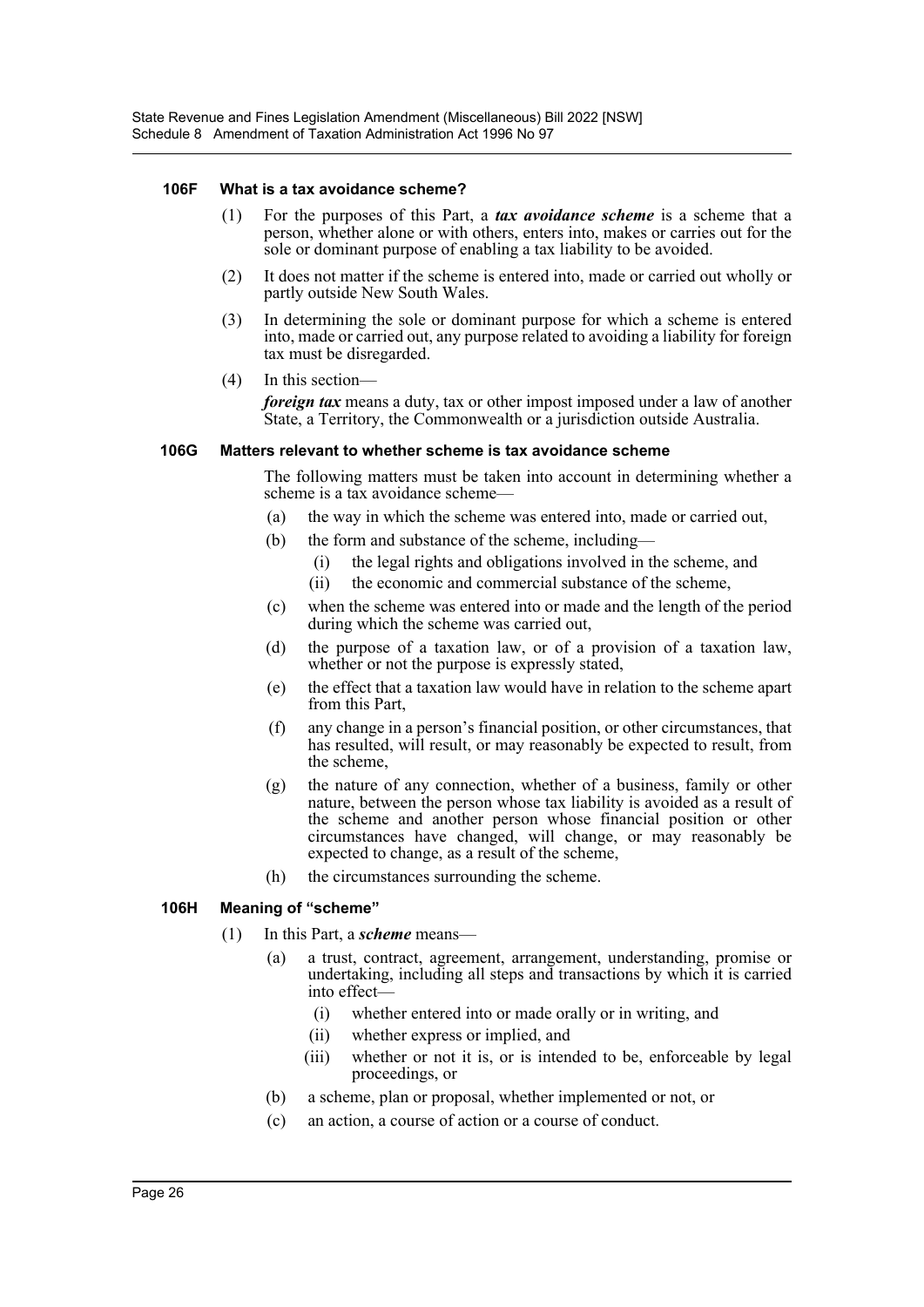#### 106F What is a tax avoidance scheme?

(1) For the purposes of this Part, a ***tax avoidance scheme*** is a scheme that a person, whether alone or with others, enters into, makes or carries out for the sole or dominant purpose of enabling a tax liability to be avoided.

(2) It does not matter if the scheme is entered into, made or carried out wholly or partly outside New South Wales.

(3) In determining the sole or dominant purpose for which a scheme is entered into, made or carried out, any purpose related to avoiding a liability for foreign tax must be disregarded.

(4) In this section—

***foreign tax*** means a duty, tax or other impost imposed under a law of another State, a Territory, the Commonwealth or a jurisdiction outside Australia.

#### 106G Matters relevant to whether scheme is tax avoidance scheme

The following matters must be taken into account in determining whether a scheme is a tax avoidance scheme—

(a) the way in which the scheme was entered into, made or carried out,

(b) the form and substance of the scheme, including—

(i) the legal rights and obligations involved in the scheme, and

(ii) the economic and commercial substance of the scheme,

(c) when the scheme was entered into or made and the length of the period during which the scheme was carried out,

(d) the purpose of a taxation law, or of a provision of a taxation law, whether or not the purpose is expressly stated,

(e) the effect that a taxation law would have in relation to the scheme apart from this Part,

(f) any change in a person's financial position, or other circumstances, that has resulted, will result, or may reasonably be expected to result, from the scheme,

(g) the nature of any connection, whether of a business, family or other nature, between the person whose tax liability is avoided as a result of the scheme and another person whose financial position or other circumstances have changed, will change, or may reasonably be expected to change, as a result of the scheme,

(h) the circumstances surrounding the scheme.

#### 106H Meaning of "scheme"

(1) In this Part, a ***scheme*** means—

(a) a trust, contract, agreement, arrangement, understanding, promise or undertaking, including all steps and transactions by which it is carried into effect—

(i) whether entered into or made orally or in writing, and

(ii) whether express or implied, and

(iii) whether or not it is, or is intended to be, enforceable by legal proceedings, or

(b) a scheme, plan or proposal, whether implemented or not, or

(c) an action, a course of action or a course of conduct.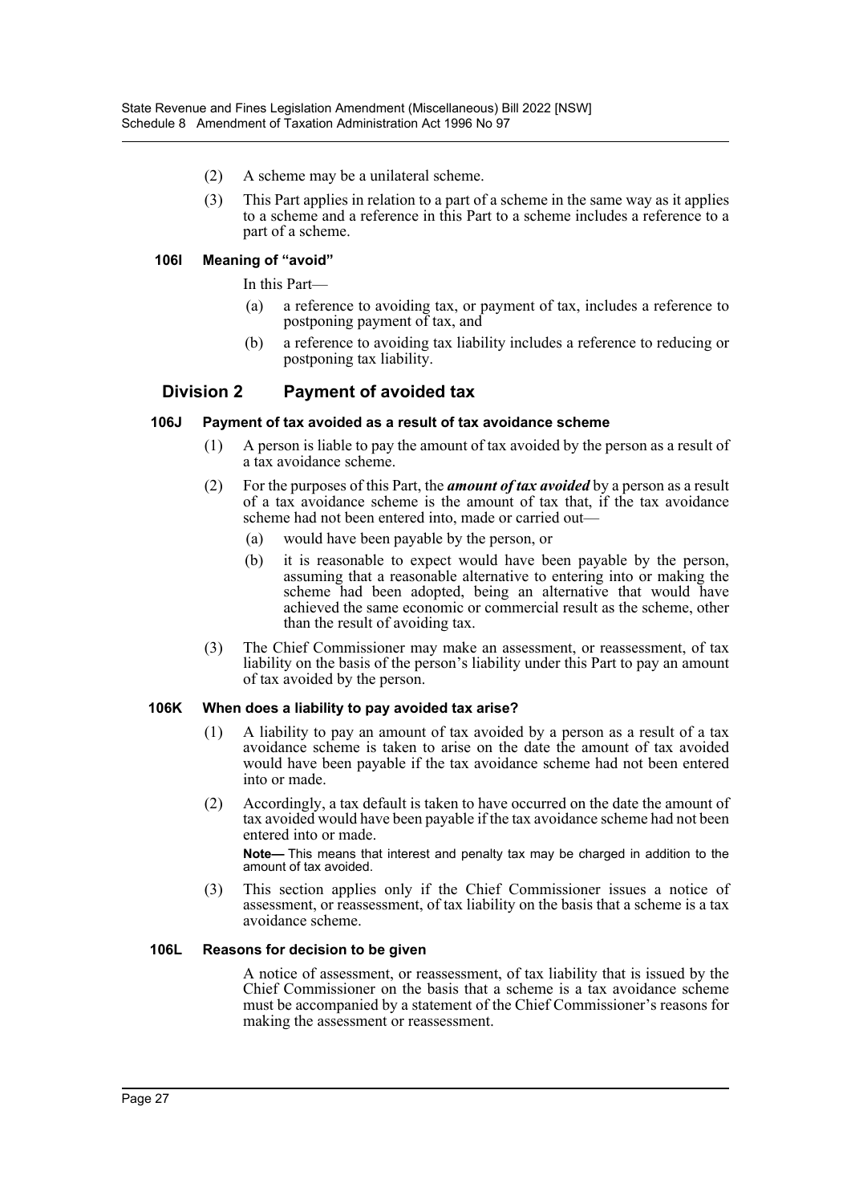(2) A scheme may be a unilateral scheme.

(3) This Part applies in relation to a part of a scheme in the same way as it applies to a scheme and a reference in this Part to a scheme includes a reference to a part of a scheme.

#### 106I Meaning of "avoid"

In this Part—

(a) a reference to avoiding tax, or payment of tax, includes a reference to postponing payment of tax, and

(b) a reference to avoiding tax liability includes a reference to reducing or postponing tax liability.

### Division 2 Payment of avoided tax

#### 106J Payment of tax avoided as a result of tax avoidance scheme

(1) A person is liable to pay the amount of tax avoided by the person as a result of a tax avoidance scheme.

(2) For the purposes of this Part, the ***amount of tax avoided*** by a person as a result of a tax avoidance scheme is the amount of tax that, if the tax avoidance scheme had not been entered into, made or carried out—

(a) would have been payable by the person, or

(b) it is reasonable to expect would have been payable by the person, assuming that a reasonable alternative to entering into or making the scheme had been adopted, being an alternative that would have achieved the same economic or commercial result as the scheme, other than the result of avoiding tax.

(3) The Chief Commissioner may make an assessment, or reassessment, of tax liability on the basis of the person's liability under this Part to pay an amount of tax avoided by the person.

#### 106K When does a liability to pay avoided tax arise?

(1) A liability to pay an amount of tax avoided by a person as a result of a tax avoidance scheme is taken to arise on the date the amount of tax avoided would have been payable if the tax avoidance scheme had not been entered into or made.

(2) Accordingly, a tax default is taken to have occurred on the date the amount of tax avoided would have been payable if the tax avoidance scheme had not been entered into or made.

**Note—** This means that interest and penalty tax may be charged in addition to the amount of tax avoided.

(3) This section applies only if the Chief Commissioner issues a notice of assessment, or reassessment, of tax liability on the basis that a scheme is a tax avoidance scheme.

#### 106L Reasons for decision to be given

A notice of assessment, or reassessment, of tax liability that is issued by the Chief Commissioner on the basis that a scheme is a tax avoidance scheme must be accompanied by a statement of the Chief Commissioner's reasons for making the assessment or reassessment.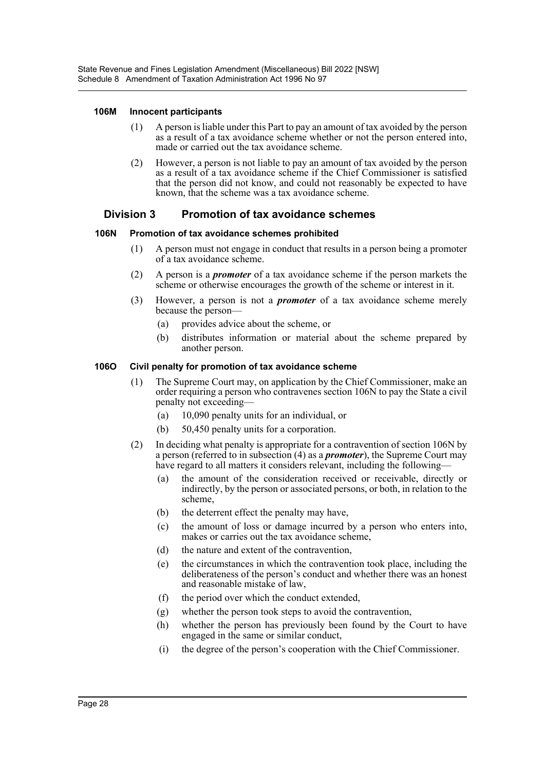#### 106M Innocent participants

(1) A person is liable under this Part to pay an amount of tax avoided by the person as a result of a tax avoidance scheme whether or not the person entered into, made or carried out the tax avoidance scheme.

(2) However, a person is not liable to pay an amount of tax avoided by the person as a result of a tax avoidance scheme if the Chief Commissioner is satisfied that the person did not know, and could not reasonably be expected to have known, that the scheme was a tax avoidance scheme.

### Division 3 Promotion of tax avoidance schemes

#### 106N Promotion of tax avoidance schemes prohibited

(1) A person must not engage in conduct that results in a person being a promoter of a tax avoidance scheme.

(2) A person is a ***promoter*** of a tax avoidance scheme if the person markets the scheme or otherwise encourages the growth of the scheme or interest in it.

(3) However, a person is not a ***promoter*** of a tax avoidance scheme merely because the person—

(a) provides advice about the scheme, or

(b) distributes information or material about the scheme prepared by another person.

#### 106O Civil penalty for promotion of tax avoidance scheme

(1) The Supreme Court may, on application by the Chief Commissioner, make an order requiring a person who contravenes section 106N to pay the State a civil penalty not exceeding—

(a) 10,090 penalty units for an individual, or

(b) 50,450 penalty units for a corporation.

(2) In deciding what penalty is appropriate for a contravention of section 106N by a person (referred to in subsection (4) as a ***promoter***), the Supreme Court may have regard to all matters it considers relevant, including the following—

(a) the amount of the consideration received or receivable, directly or indirectly, by the person or associated persons, or both, in relation to the scheme,

(b) the deterrent effect the penalty may have,

(c) the amount of loss or damage incurred by a person who enters into, makes or carries out the tax avoidance scheme,

(d) the nature and extent of the contravention,

(e) the circumstances in which the contravention took place, including the deliberateness of the person's conduct and whether there was an honest and reasonable mistake of law,

(f) the period over which the conduct extended,

(g) whether the person took steps to avoid the contravention,

(h) whether the person has previously been found by the Court to have engaged in the same or similar conduct,

(i) the degree of the person's cooperation with the Chief Commissioner.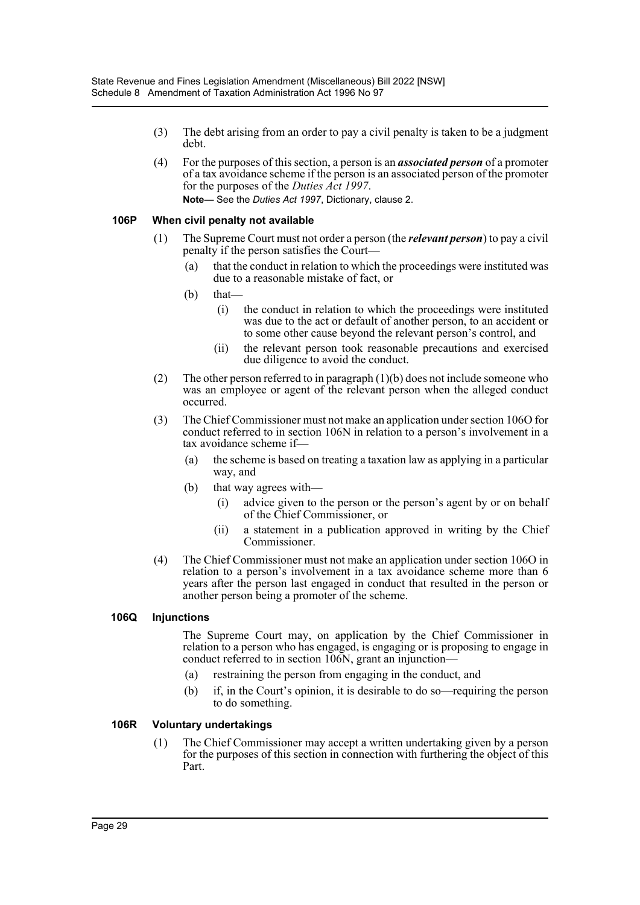(3) The debt arising from an order to pay a civil penalty is taken to be a judgment debt.

(4) For the purposes of this section, a person is an ***associated person*** of a promoter of a tax avoidance scheme if the person is an associated person of the promoter for the purposes of the *Duties Act 1997*.

**Note—** See the *Duties Act 1997*, Dictionary, clause 2.

#### 106P When civil penalty not available

(1) The Supreme Court must not order a person (the ***relevant person***) to pay a civil penalty if the person satisfies the Court—

- (a) that the conduct in relation to which the proceedings were instituted was due to a reasonable mistake of fact, or
- (b) that—
  - (i) the conduct in relation to which the proceedings were instituted was due to the act or default of another person, to an accident or to some other cause beyond the relevant person's control, and
  - (ii) the relevant person took reasonable precautions and exercised due diligence to avoid the conduct.

(2) The other person referred to in paragraph (1)(b) does not include someone who was an employee or agent of the relevant person when the alleged conduct occurred.

(3) The Chief Commissioner must not make an application under section 106O for conduct referred to in section 106N in relation to a person's involvement in a tax avoidance scheme if—

- (a) the scheme is based on treating a taxation law as applying in a particular way, and
- (b) that way agrees with—
  - (i) advice given to the person or the person's agent by or on behalf of the Chief Commissioner, or
  - (ii) a statement in a publication approved in writing by the Chief Commissioner.

(4) The Chief Commissioner must not make an application under section 106O in relation to a person's involvement in a tax avoidance scheme more than 6 years after the person last engaged in conduct that resulted in the person or another person being a promoter of the scheme.

#### 106Q Injunctions

The Supreme Court may, on application by the Chief Commissioner in relation to a person who has engaged, is engaging or is proposing to engage in conduct referred to in section 106N, grant an injunction—

- (a) restraining the person from engaging in the conduct, and
- (b) if, in the Court's opinion, it is desirable to do so—requiring the person to do something.

#### 106R Voluntary undertakings

(1) The Chief Commissioner may accept a written undertaking given by a person for the purposes of this section in connection with furthering the object of this Part.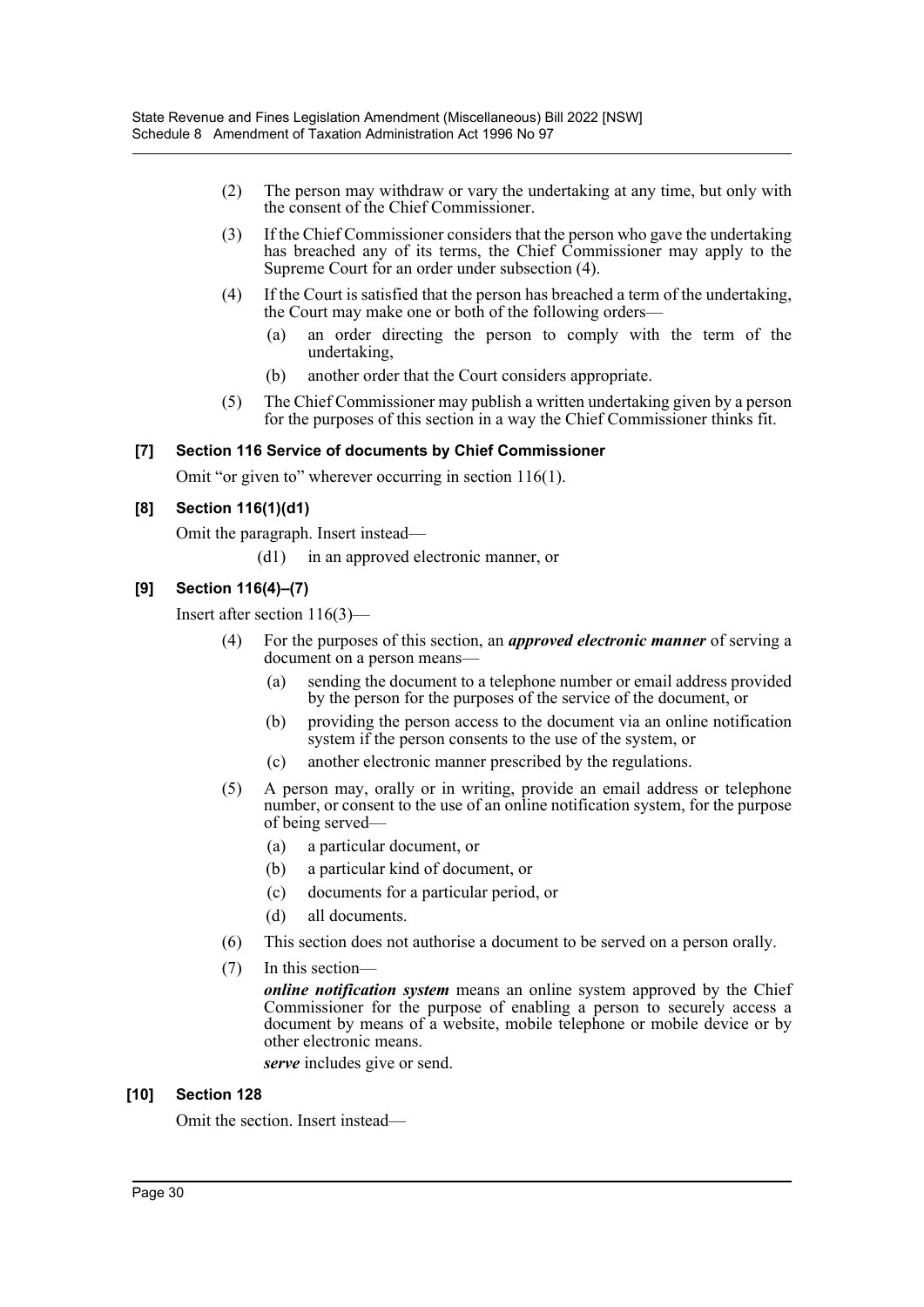(2) The person may withdraw or vary the undertaking at any time, but only with the consent of the Chief Commissioner.

(3) If the Chief Commissioner considers that the person who gave the undertaking has breached any of its terms, the Chief Commissioner may apply to the Supreme Court for an order under subsection (4).

(4) If the Court is satisfied that the person has breached a term of the undertaking, the Court may make one or both of the following orders—

(a) an order directing the person to comply with the term of the undertaking,

(b) another order that the Court considers appropriate.

(5) The Chief Commissioner may publish a written undertaking given by a person for the purposes of this section in a way the Chief Commissioner thinks fit.

### [7] Section 116 Service of documents by Chief Commissioner

Omit "or given to" wherever occurring in section 116(1).

### [8] Section 116(1)(d1)

Omit the paragraph. Insert instead—

(d1) in an approved electronic manner, or

### [9] Section 116(4)–(7)

Insert after section 116(3)—

(4) For the purposes of this section, an ***approved electronic manner*** of serving a document on a person means—

(a) sending the document to a telephone number or email address provided by the person for the purposes of the service of the document, or

(b) providing the person access to the document via an online notification system if the person consents to the use of the system, or

(c) another electronic manner prescribed by the regulations.

(5) A person may, orally or in writing, provide an email address or telephone number, or consent to the use of an online notification system, for the purpose of being served—

(a) a particular document, or

(b) a particular kind of document, or

(c) documents for a particular period, or

(d) all documents.

(6) This section does not authorise a document to be served on a person orally.

(7) In this section—

***online notification system*** means an online system approved by the Chief Commissioner for the purpose of enabling a person to securely access a document by means of a website, mobile telephone or mobile device or by other electronic means.

***serve*** includes give or send.

### [10] Section 128

Omit the section. Insert instead—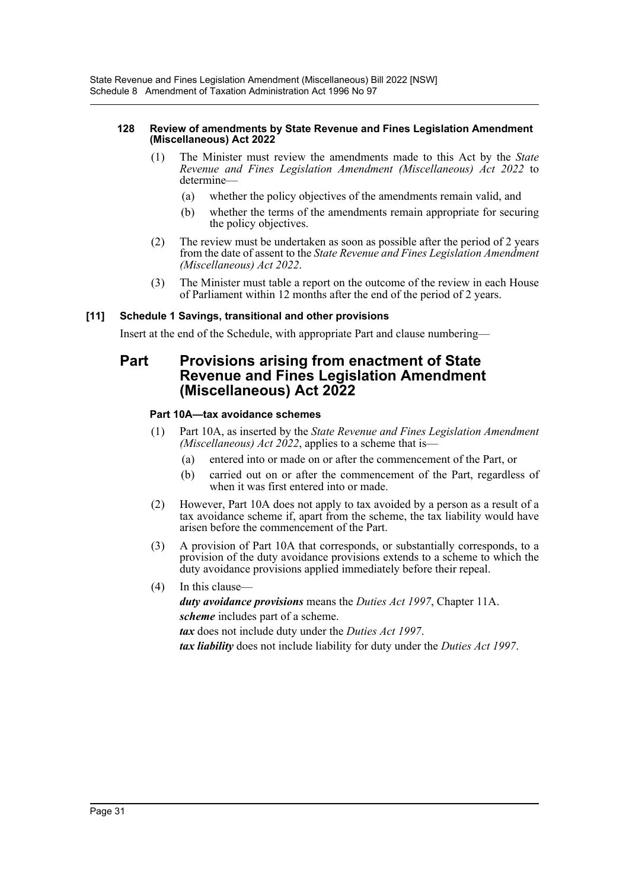#### 128 Review of amendments by State Revenue and Fines Legislation Amendment (Miscellaneous) Act 2022

(1) The Minister must review the amendments made to this Act by the *State Revenue and Fines Legislation Amendment (Miscellaneous) Act 2022* to determine—

(a) whether the policy objectives of the amendments remain valid, and

(b) whether the terms of the amendments remain appropriate for securing the policy objectives.

(2) The review must be undertaken as soon as possible after the period of 2 years from the date of assent to the *State Revenue and Fines Legislation Amendment (Miscellaneous) Act 2022*.

(3) The Minister must table a report on the outcome of the review in each House of Parliament within 12 months after the end of the period of 2 years.

### [11] Schedule 1 Savings, transitional and other provisions

Insert at the end of the Schedule, with appropriate Part and clause numbering—

## Part Provisions arising from enactment of State Revenue and Fines Legislation Amendment (Miscellaneous) Act 2022

#### Part 10A—tax avoidance schemes

(1) Part 10A, as inserted by the *State Revenue and Fines Legislation Amendment (Miscellaneous) Act 2022*, applies to a scheme that is—

(a) entered into or made on or after the commencement of the Part, or

(b) carried out on or after the commencement of the Part, regardless of when it was first entered into or made.

(2) However, Part 10A does not apply to tax avoided by a person as a result of a tax avoidance scheme if, apart from the scheme, the tax liability would have arisen before the commencement of the Part.

(3) A provision of Part 10A that corresponds, or substantially corresponds, to a provision of the duty avoidance provisions extends to a scheme to which the duty avoidance provisions applied immediately before their repeal.

(4) In this clause—

***duty avoidance provisions*** means the *Duties Act 1997*, Chapter 11A.

***scheme*** includes part of a scheme.

***tax*** does not include duty under the *Duties Act 1997*.

***tax liability*** does not include liability for duty under the *Duties Act 1997*.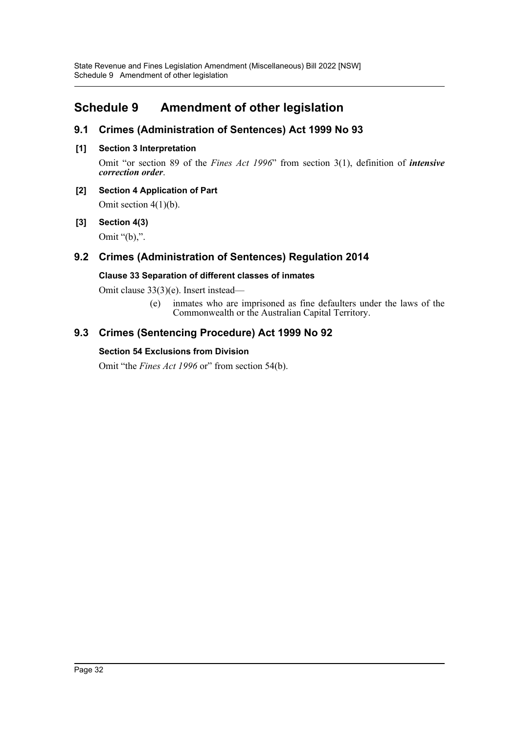# Schedule 9 Amendment of other legislation

## 9.1 Crimes (Administration of Sentences) Act 1999 No 93

### [1] Section 3 Interpretation

Omit "or section 89 of the *Fines Act 1996*" from section 3(1), definition of ***intensive correction order***.

### [2] Section 4 Application of Part

Omit section 4(1)(b).

### [3] Section 4(3)

Omit "(b),".

## 9.2 Crimes (Administration of Sentences) Regulation 2014

### Clause 33 Separation of different classes of inmates

Omit clause 33(3)(e). Insert instead—

> (e) inmates who are imprisoned as fine defaulters under the laws of the Commonwealth or the Australian Capital Territory.

## 9.3 Crimes (Sentencing Procedure) Act 1999 No 92

### Section 54 Exclusions from Division

Omit "the *Fines Act 1996* or" from section 54(b).